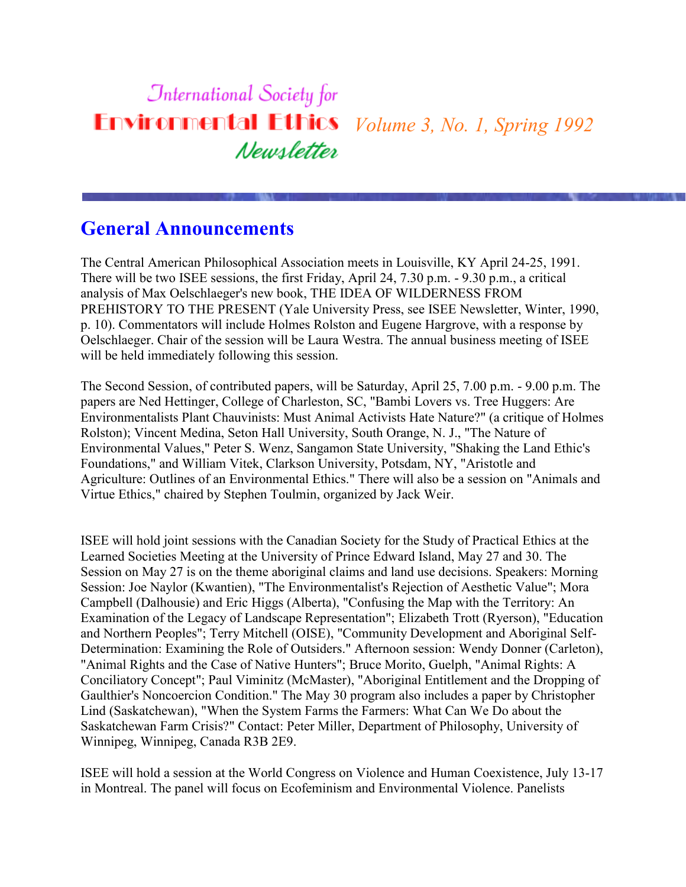# International Society for Environmental Ethics Newsletter

*Volume 3, No. 1, Spring 1992*

## General Announcements

The Central American Philosophical Association meets in Louisville, KY April 24-25, 1991. There will be two ISEE sessions, the first Friday, April 24, 7.30 p.m. - 9.30 p.m., a critical analysis of Max Oelschlaeger's new book, THE IDEA OF WILDERNESS FROM PREHISTORY TO THE PRESENT (Yale University Press, see ISEE Newsletter, Winter, 1990, p. 10). Commentators will include Holmes Rolston and Eugene Hargrove, with a response by Oelschlaeger. Chair of the session will be Laura Westra. The annual business meeting of ISEE will be held immediately following this session.

The Second Session, of contributed papers, will be Saturday, April 25, 7.00 p.m. - 9.00 p.m. The papers are Ned Hettinger, College of Charleston, SC, "Bambi Lovers vs. Tree Huggers: Are Environmentalists Plant Chauvinists: Must Animal Activists Hate Nature?" (a critique of Holmes Rolston); Vincent Medina, Seton Hall University, South Orange, N. J., "The Nature of Environmental Values," Peter S. Wenz, Sangamon State University, "Shaking the Land Ethic's Foundations," and William Vitek, Clarkson University, Potsdam, NY, "Aristotle and Agriculture: Outlines of an Environmental Ethics." There will also be a session on "Animals and Virtue Ethics," chaired by Stephen Toulmin, organized by Jack Weir.

ISEE will hold joint sessions with the Canadian Society for the Study of Practical Ethics at the Learned Societies Meeting at the University of Prince Edward Island, May 27 and 30. The Session on May 27 is on the theme aboriginal claims and land use decisions. Speakers: Morning Session: Joe Naylor (Kwantien), "The Environmentalist's Rejection of Aesthetic Value"; Mora Campbell (Dalhousie) and Eric Higgs (Alberta), "Confusing the Map with the Territory: An Examination of the Legacy of Landscape Representation"; Elizabeth Trott (Ryerson), "Education and Northern Peoples"; Terry Mitchell (OISE), "Community Development and Aboriginal Self-Determination: Examining the Role of Outsiders." Afternoon session: Wendy Donner (Carleton), "Animal Rights and the Case of Native Hunters"; Bruce Morito, Guelph, "Animal Rights: A Conciliatory Concept"; Paul Viminitz (McMaster), "Aboriginal Entitlement and the Dropping of Gaulthier's Noncoercion Condition." The May 30 program also includes a paper by Christopher Lind (Saskatchewan), "When the System Farms the Farmers: What Can We Do about the Saskatchewan Farm Crisis?" Contact: Peter Miller, Department of Philosophy, University of Winnipeg, Winnipeg, Canada R3B 2E9.

ISEE will hold a session at the World Congress on Violence and Human Coexistence, July 13-17 in Montreal. The panel will focus on Ecofeminism and Environmental Violence. Panelists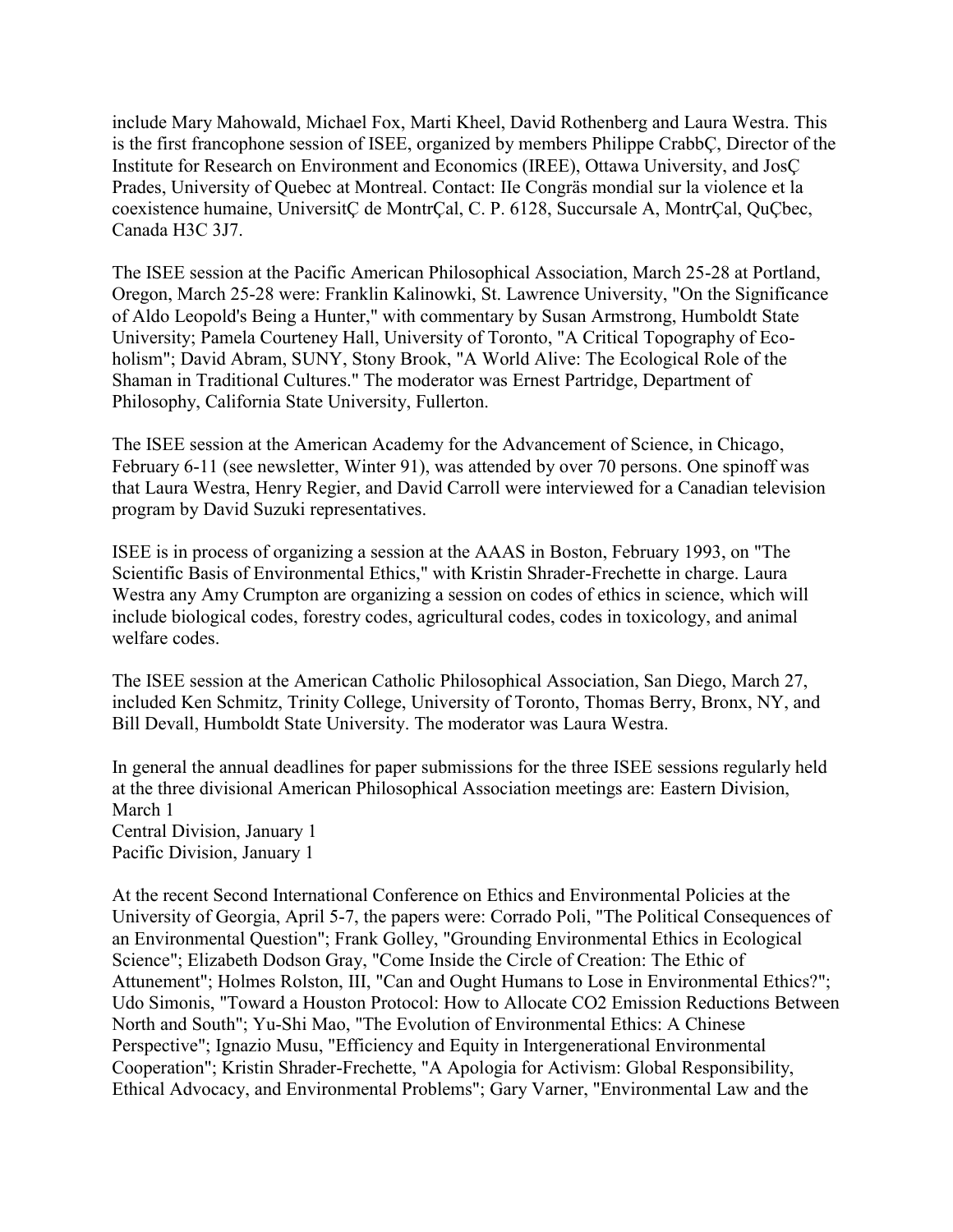include Mary Mahowald, Michael Fox, Marti Kheel, David Rothenberg and Laura Westra. This is the first francophone session of ISEE, organized by members Philippe CrabbÇ, Director of the Institute for Research on Environment and Economics (IREE), Ottawa University, and JosÇ Prades, University of Quebec at Montreal. Contact: IIe Congräs mondial sur la violence et la coexistence humaine, UniversitÇ de MontrÇal, C. P. 6128, Succursale A, MontrÇal, QuÇbec, Canada H3C 3J7.

The ISEE session at the Pacific American Philosophical Association, March 25-28 at Portland, Oregon, March 25-28 were: Franklin Kalinowki, St. Lawrence University, "On the Significance of Aldo Leopold's Being a Hunter," with commentary by Susan Armstrong, Humboldt State University; Pamela Courteney Hall, University of Toronto, "A Critical Topography of Eco-holism"; David Abram, SUNY, Stony Brook, "A World Alive: The Ecological Role of the Shaman in Traditional Cultures." The moderator was Ernest Partridge, Department of Philosophy, California State University, Fullerton.

The ISEE session at the American Academy for the Advancement of Science, in Chicago, February 6-11 (see newsletter, Winter 91), was attended by over 70 persons. One spinoff was that Laura Westra, Henry Regier, and David Carroll were interviewed for a Canadian television program by David Suzuki representatives.

ISEE is in process of organizing a session at the AAAS in Boston, February 1993, on "The Scientific Basis of Environmental Ethics," with Kristin Shrader-Frechette in charge. Laura Westra any Amy Crumpton are organizing a session on codes of ethics in science, which will include biological codes, forestry codes, agricultural codes, codes in toxicology, and animal welfare codes.

The ISEE session at the American Catholic Philosophical Association, San Diego, March 27, included Ken Schmitz, Trinity College, University of Toronto, Thomas Berry, Bronx, NY, and Bill Devall, Humboldt State University. The moderator was Laura Westra.

In general the annual deadlines for paper submissions for the three ISEE sessions regularly held at the three divisional American Philosophical Association meetings are: Eastern Division, March 1
Central Division, January 1
Pacific Division, January 1

At the recent Second International Conference on Ethics and Environmental Policies at the University of Georgia, April 5-7, the papers were: Corrado Poli, "The Political Consequences of an Environmental Question"; Frank Golley, "Grounding Environmental Ethics in Ecological Science"; Elizabeth Dodson Gray, "Come Inside the Circle of Creation: The Ethic of Attunement"; Holmes Rolston, III, "Can and Ought Humans to Lose in Environmental Ethics?"; Udo Simonis, "Toward a Houston Protocol: How to Allocate CO2 Emission Reductions Between North and South"; Yu-Shi Mao, "The Evolution of Environmental Ethics: A Chinese Perspective"; Ignazio Musu, "Efficiency and Equity in Intergenerational Environmental Cooperation"; Kristin Shrader-Frechette, "A Apologia for Activism: Global Responsibility, Ethical Advocacy, and Environmental Problems"; Gary Varner, "Environmental Law and the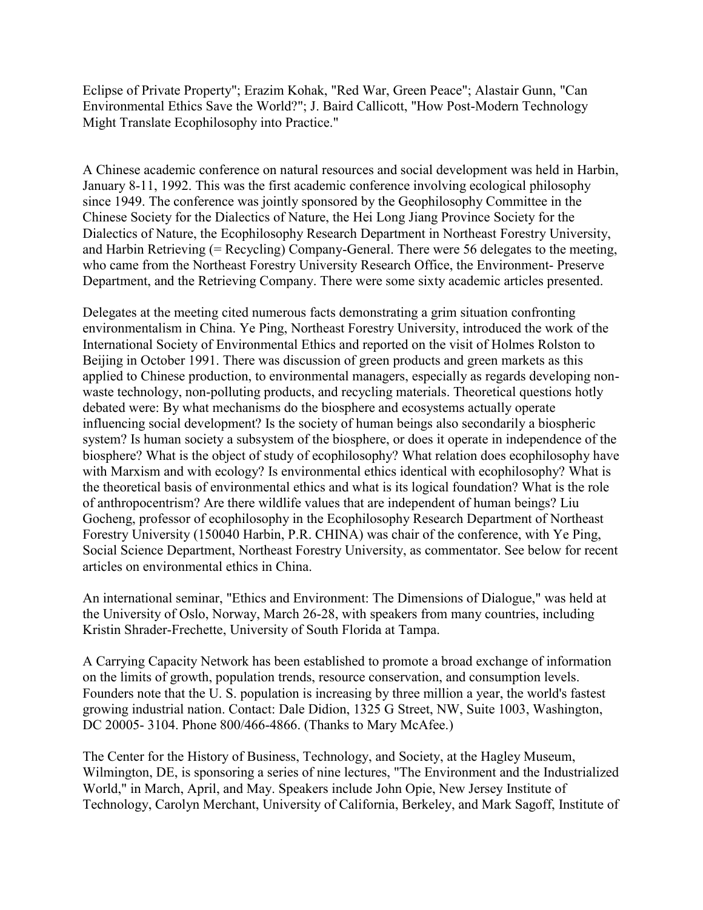Eclipse of Private Property"; Erazim Kohak, "Red War, Green Peace"; Alastair Gunn, "Can Environmental Ethics Save the World?"; J. Baird Callicott, "How Post-Modern Technology Might Translate Ecophilosophy into Practice."

A Chinese academic conference on natural resources and social development was held in Harbin, January 8-11, 1992. This was the first academic conference involving ecological philosophy since 1949. The conference was jointly sponsored by the Geophilosophy Committee in the Chinese Society for the Dialectics of Nature, the Hei Long Jiang Province Society for the Dialectics of Nature, the Ecophilosophy Research Department in Northeast Forestry University, and Harbin Retrieving (= Recycling) Company-General. There were 56 delegates to the meeting, who came from the Northeast Forestry University Research Office, the Environment- Preserve Department, and the Retrieving Company. There were some sixty academic articles presented.

Delegates at the meeting cited numerous facts demonstrating a grim situation confronting environmentalism in China. Ye Ping, Northeast Forestry University, introduced the work of the International Society of Environmental Ethics and reported on the visit of Holmes Rolston to Beijing in October 1991. There was discussion of green products and green markets as this applied to Chinese production, to environmental managers, especially as regards developing non-waste technology, non-polluting products, and recycling materials. Theoretical questions hotly debated were: By what mechanisms do the biosphere and ecosystems actually operate influencing social development? Is the society of human beings also secondarily a biospheric system? Is human society a subsystem of the biosphere, or does it operate in independence of the biosphere? What is the object of study of ecophilosophy? What relation does ecophilosophy have with Marxism and with ecology? Is environmental ethics identical with ecophilosophy? What is the theoretical basis of environmental ethics and what is its logical foundation? What is the role of anthropocentrism? Are there wildlife values that are independent of human beings? Liu Gocheng, professor of ecophilosophy in the Ecophilosophy Research Department of Northeast Forestry University (150040 Harbin, P.R. CHINA) was chair of the conference, with Ye Ping, Social Science Department, Northeast Forestry University, as commentator. See below for recent articles on environmental ethics in China.

An international seminar, "Ethics and Environment: The Dimensions of Dialogue," was held at the University of Oslo, Norway, March 26-28, with speakers from many countries, including Kristin Shrader-Frechette, University of South Florida at Tampa.

A Carrying Capacity Network has been established to promote a broad exchange of information on the limits of growth, population trends, resource conservation, and consumption levels. Founders note that the U. S. population is increasing by three million a year, the world's fastest growing industrial nation. Contact: Dale Didion, 1325 G Street, NW, Suite 1003, Washington, DC 20005- 3104. Phone 800/466-4866. (Thanks to Mary McAfee.)

The Center for the History of Business, Technology, and Society, at the Hagley Museum, Wilmington, DE, is sponsoring a series of nine lectures, "The Environment and the Industrialized World," in March, April, and May. Speakers include John Opie, New Jersey Institute of Technology, Carolyn Merchant, University of California, Berkeley, and Mark Sagoff, Institute of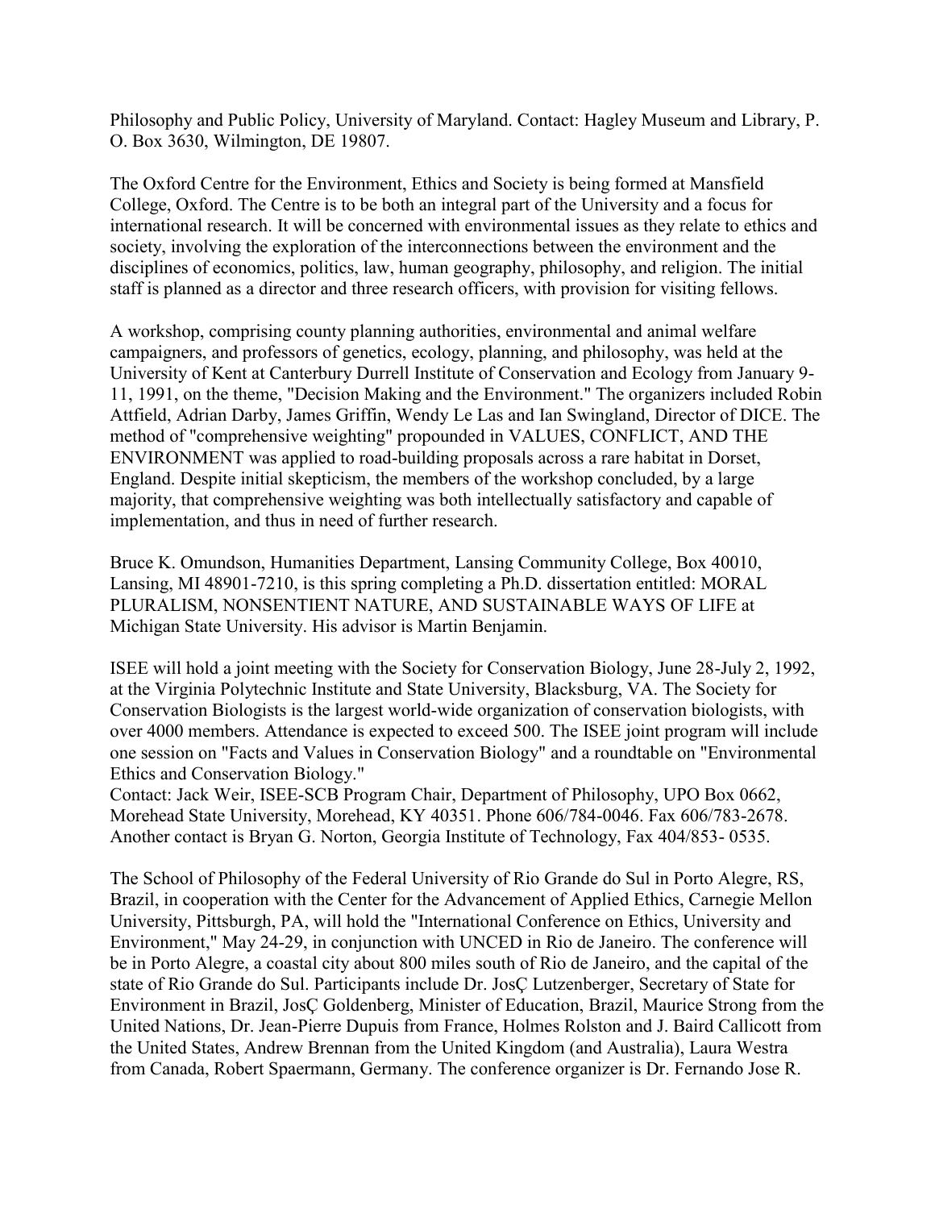Philosophy and Public Policy, University of Maryland. Contact: Hagley Museum and Library, P. O. Box 3630, Wilmington, DE 19807.

The Oxford Centre for the Environment, Ethics and Society is being formed at Mansfield College, Oxford. The Centre is to be both an integral part of the University and a focus for international research. It will be concerned with environmental issues as they relate to ethics and society, involving the exploration of the interconnections between the environment and the disciplines of economics, politics, law, human geography, philosophy, and religion. The initial staff is planned as a director and three research officers, with provision for visiting fellows.

A workshop, comprising county planning authorities, environmental and animal welfare campaigners, and professors of genetics, ecology, planning, and philosophy, was held at the University of Kent at Canterbury Durrell Institute of Conservation and Ecology from January 9-11, 1991, on the theme, "Decision Making and the Environment." The organizers included Robin Attfield, Adrian Darby, James Griffin, Wendy Le Las and Ian Swingland, Director of DICE. The method of "comprehensive weighting" propounded in VALUES, CONFLICT, AND THE ENVIRONMENT was applied to road-building proposals across a rare habitat in Dorset, England. Despite initial skepticism, the members of the workshop concluded, by a large majority, that comprehensive weighting was both intellectually satisfactory and capable of implementation, and thus in need of further research.

Bruce K. Omundson, Humanities Department, Lansing Community College, Box 40010, Lansing, MI 48901-7210, is this spring completing a Ph.D. dissertation entitled: MORAL PLURALISM, NONSENTIENT NATURE, AND SUSTAINABLE WAYS OF LIFE at Michigan State University. His advisor is Martin Benjamin.

ISEE will hold a joint meeting with the Society for Conservation Biology, June 28-July 2, 1992, at the Virginia Polytechnic Institute and State University, Blacksburg, VA. The Society for Conservation Biologists is the largest world-wide organization of conservation biologists, with over 4000 members. Attendance is expected to exceed 500. The ISEE joint program will include one session on "Facts and Values in Conservation Biology" and a roundtable on "Environmental Ethics and Conservation Biology."
Contact: Jack Weir, ISEE-SCB Program Chair, Department of Philosophy, UPO Box 0662, Morehead State University, Morehead, KY 40351. Phone 606/784-0046. Fax 606/783-2678. Another contact is Bryan G. Norton, Georgia Institute of Technology, Fax 404/853- 0535.

The School of Philosophy of the Federal University of Rio Grande do Sul in Porto Alegre, RS, Brazil, in cooperation with the Center for the Advancement of Applied Ethics, Carnegie Mellon University, Pittsburgh, PA, will hold the "International Conference on Ethics, University and Environment," May 24-29, in conjunction with UNCED in Rio de Janeiro. The conference will be in Porto Alegre, a coastal city about 800 miles south of Rio de Janeiro, and the capital of the state of Rio Grande do Sul. Participants include Dr. JosÇ Lutzenberger, Secretary of State for Environment in Brazil, JosÇ Goldenberg, Minister of Education, Brazil, Maurice Strong from the United Nations, Dr. Jean-Pierre Dupuis from France, Holmes Rolston and J. Baird Callicott from the United States, Andrew Brennan from the United Kingdom (and Australia), Laura Westra from Canada, Robert Spaermann, Germany. The conference organizer is Dr. Fernando Jose R.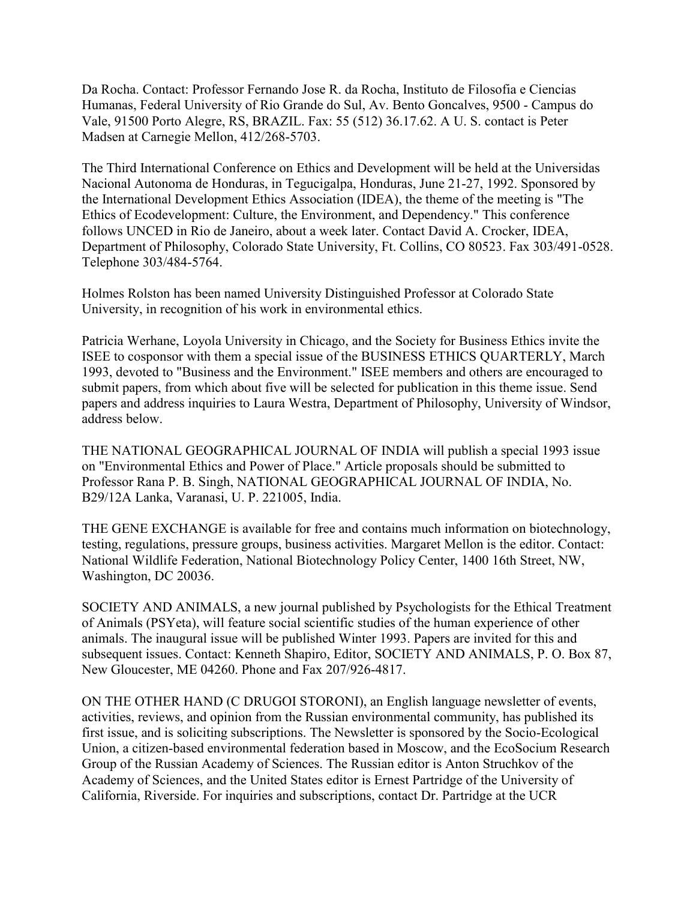Da Rocha. Contact: Professor Fernando Jose R. da Rocha, Instituto de Filosofia e Ciencias Humanas, Federal University of Rio Grande do Sul, Av. Bento Goncalves, 9500 - Campus do Vale, 91500 Porto Alegre, RS, BRAZIL. Fax: 55 (512) 36.17.62. A U. S. contact is Peter Madsen at Carnegie Mellon, 412/268-5703.

The Third International Conference on Ethics and Development will be held at the Universidas Nacional Autonoma de Honduras, in Tegucigalpa, Honduras, June 21-27, 1992. Sponsored by the International Development Ethics Association (IDEA), the theme of the meeting is "The Ethics of Ecodevelopment: Culture, the Environment, and Dependency." This conference follows UNCED in Rio de Janeiro, about a week later. Contact David A. Crocker, IDEA, Department of Philosophy, Colorado State University, Ft. Collins, CO 80523. Fax 303/491-0528. Telephone 303/484-5764.

Holmes Rolston has been named University Distinguished Professor at Colorado State University, in recognition of his work in environmental ethics.

Patricia Werhane, Loyola University in Chicago, and the Society for Business Ethics invite the ISEE to cosponsor with them a special issue of the BUSINESS ETHICS QUARTERLY, March 1993, devoted to "Business and the Environment." ISEE members and others are encouraged to submit papers, from which about five will be selected for publication in this theme issue. Send papers and address inquiries to Laura Westra, Department of Philosophy, University of Windsor, address below.

THE NATIONAL GEOGRAPHICAL JOURNAL OF INDIA will publish a special 1993 issue on "Environmental Ethics and Power of Place." Article proposals should be submitted to Professor Rana P. B. Singh, NATIONAL GEOGRAPHICAL JOURNAL OF INDIA, No. B29/12A Lanka, Varanasi, U. P. 221005, India.

THE GENE EXCHANGE is available for free and contains much information on biotechnology, testing, regulations, pressure groups, business activities. Margaret Mellon is the editor. Contact: National Wildlife Federation, National Biotechnology Policy Center, 1400 16th Street, NW, Washington, DC 20036.

SOCIETY AND ANIMALS, a new journal published by Psychologists for the Ethical Treatment of Animals (PSYeta), will feature social scientific studies of the human experience of other animals. The inaugural issue will be published Winter 1993. Papers are invited for this and subsequent issues. Contact: Kenneth Shapiro, Editor, SOCIETY AND ANIMALS, P. O. Box 87, New Gloucester, ME 04260. Phone and Fax 207/926-4817.

ON THE OTHER HAND (C DRUGOI STORONI), an English language newsletter of events, activities, reviews, and opinion from the Russian environmental community, has published its first issue, and is soliciting subscriptions. The Newsletter is sponsored by the Socio-Ecological Union, a citizen-based environmental federation based in Moscow, and the EcoSocium Research Group of the Russian Academy of Sciences. The Russian editor is Anton Struchkov of the Academy of Sciences, and the United States editor is Ernest Partridge of the University of California, Riverside. For inquiries and subscriptions, contact Dr. Partridge at the UCR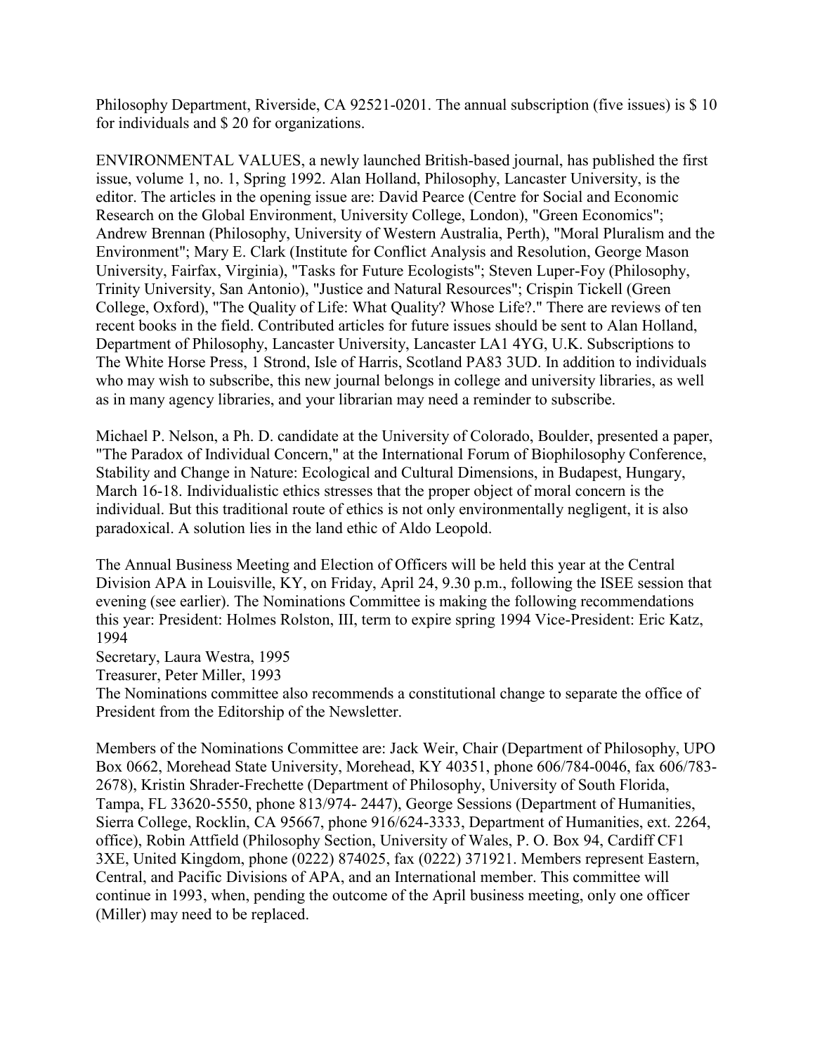Philosophy Department, Riverside, CA 92521-0201. The annual subscription (five issues) is $ 10 for individuals and $ 20 for organizations.

ENVIRONMENTAL VALUES, a newly launched British-based journal, has published the first issue, volume 1, no. 1, Spring 1992. Alan Holland, Philosophy, Lancaster University, is the editor. The articles in the opening issue are: David Pearce (Centre for Social and Economic Research on the Global Environment, University College, London), "Green Economics"; Andrew Brennan (Philosophy, University of Western Australia, Perth), "Moral Pluralism and the Environment"; Mary E. Clark (Institute for Conflict Analysis and Resolution, George Mason University, Fairfax, Virginia), "Tasks for Future Ecologists"; Steven Luper-Foy (Philosophy, Trinity University, San Antonio), "Justice and Natural Resources"; Crispin Tickell (Green College, Oxford), "The Quality of Life: What Quality? Whose Life?." There are reviews of ten recent books in the field. Contributed articles for future issues should be sent to Alan Holland, Department of Philosophy, Lancaster University, Lancaster LA1 4YG, U.K. Subscriptions to The White Horse Press, 1 Strond, Isle of Harris, Scotland PA83 3UD. In addition to individuals who may wish to subscribe, this new journal belongs in college and university libraries, as well as in many agency libraries, and your librarian may need a reminder to subscribe.

Michael P. Nelson, a Ph. D. candidate at the University of Colorado, Boulder, presented a paper, "The Paradox of Individual Concern," at the International Forum of Biophilosophy Conference, Stability and Change in Nature: Ecological and Cultural Dimensions, in Budapest, Hungary, March 16-18. Individualistic ethics stresses that the proper object of moral concern is the individual. But this traditional route of ethics is not only environmentally negligent, it is also paradoxical. A solution lies in the land ethic of Aldo Leopold.

The Annual Business Meeting and Election of Officers will be held this year at the Central Division APA in Louisville, KY, on Friday, April 24, 9.30 p.m., following the ISEE session that evening (see earlier). The Nominations Committee is making the following recommendations this year: President: Holmes Rolston, III, term to expire spring 1994 Vice-President: Eric Katz, 1994
Secretary, Laura Westra, 1995
Treasurer, Peter Miller, 1993
The Nominations committee also recommends a constitutional change to separate the office of President from the Editorship of the Newsletter.

Members of the Nominations Committee are: Jack Weir, Chair (Department of Philosophy, UPO Box 0662, Morehead State University, Morehead, KY 40351, phone 606/784-0046, fax 606/783-2678), Kristin Shrader-Frechette (Department of Philosophy, University of South Florida, Tampa, FL 33620-5550, phone 813/974- 2447), George Sessions (Department of Humanities, Sierra College, Rocklin, CA 95667, phone 916/624-3333, Department of Humanities, ext. 2264, office), Robin Attfield (Philosophy Section, University of Wales, P. O. Box 94, Cardiff CF1 3XE, United Kingdom, phone (0222) 874025, fax (0222) 371921. Members represent Eastern, Central, and Pacific Divisions of APA, and an International member. This committee will continue in 1993, when, pending the outcome of the April business meeting, only one officer (Miller) may need to be replaced.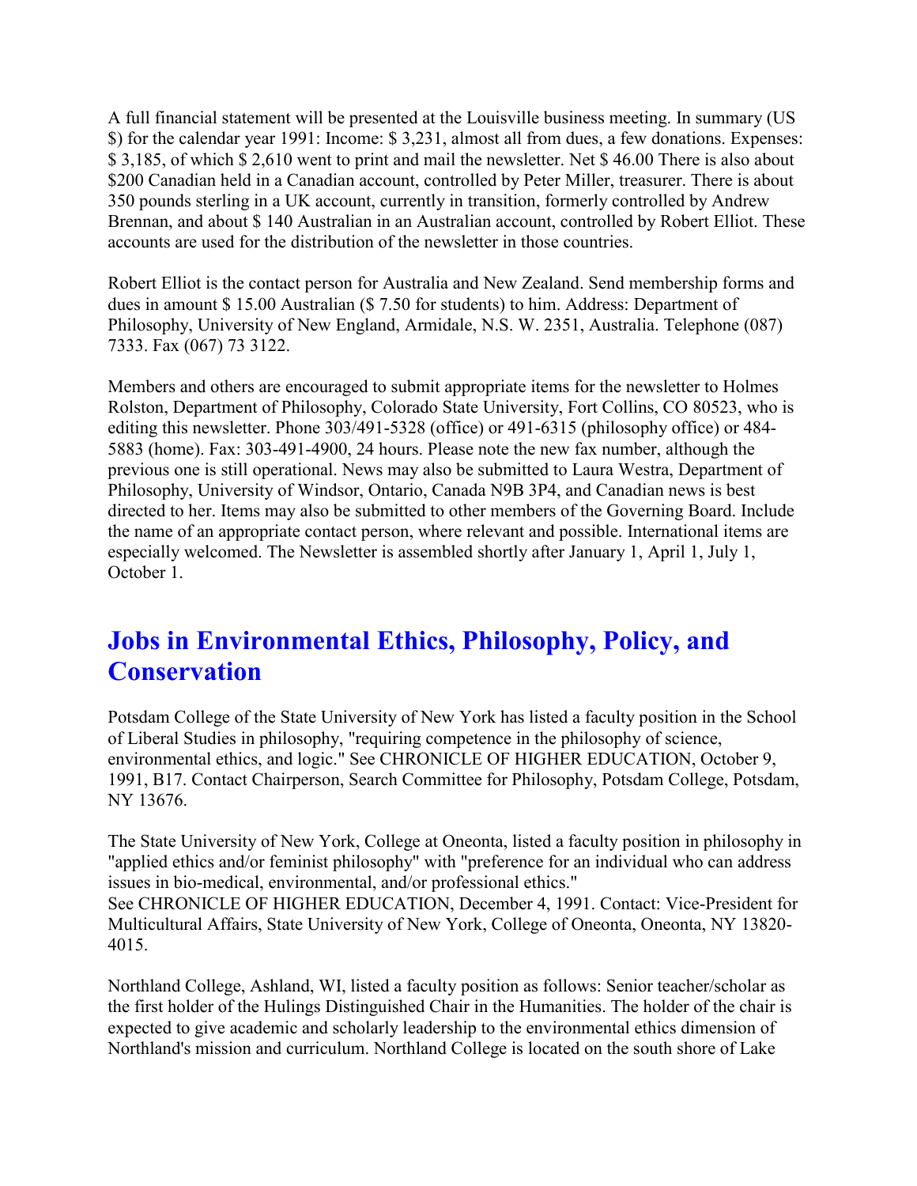A full financial statement will be presented at the Louisville business meeting. In summary (US $) for the calendar year 1991: Income: $ 3,231, almost all from dues, a few donations. Expenses: $ 3,185, of which $ 2,610 went to print and mail the newsletter. Net $ 46.00 There is also about $200 Canadian held in a Canadian account, controlled by Peter Miller, treasurer. There is about 350 pounds sterling in a UK account, currently in transition, formerly controlled by Andrew Brennan, and about $ 140 Australian in an Australian account, controlled by Robert Elliot. These accounts are used for the distribution of the newsletter in those countries.

Robert Elliot is the contact person for Australia and New Zealand. Send membership forms and dues in amount $ 15.00 Australian ($ 7.50 for students) to him. Address: Department of Philosophy, University of New England, Armidale, N.S. W. 2351, Australia. Telephone (087) 7333. Fax (067) 73 3122.

Members and others are encouraged to submit appropriate items for the newsletter to Holmes Rolston, Department of Philosophy, Colorado State University, Fort Collins, CO 80523, who is editing this newsletter. Phone 303/491-5328 (office) or 491-6315 (philosophy office) or 484-5883 (home). Fax: 303-491-4900, 24 hours. Please note the new fax number, although the previous one is still operational. News may also be submitted to Laura Westra, Department of Philosophy, University of Windsor, Ontario, Canada N9B 3P4, and Canadian news is best directed to her. Items may also be submitted to other members of the Governing Board. Include the name of an appropriate contact person, where relevant and possible. International items are especially welcomed. The Newsletter is assembled shortly after January 1, April 1, July 1, October 1.

## Jobs in Environmental Ethics, Philosophy, Policy, and Conservation

Potsdam College of the State University of New York has listed a faculty position in the School of Liberal Studies in philosophy, "requiring competence in the philosophy of science, environmental ethics, and logic." See CHRONICLE OF HIGHER EDUCATION, October 9, 1991, B17. Contact Chairperson, Search Committee for Philosophy, Potsdam College, Potsdam, NY 13676.

The State University of New York, College at Oneonta, listed a faculty position in philosophy in "applied ethics and/or feminist philosophy" with "preference for an individual who can address issues in bio-medical, environmental, and/or professional ethics."
See CHRONICLE OF HIGHER EDUCATION, December 4, 1991. Contact: Vice-President for Multicultural Affairs, State University of New York, College of Oneonta, Oneonta, NY 13820-4015.

Northland College, Ashland, WI, listed a faculty position as follows: Senior teacher/scholar as the first holder of the Hulings Distinguished Chair in the Humanities. The holder of the chair is expected to give academic and scholarly leadership to the environmental ethics dimension of Northland's mission and curriculum. Northland College is located on the south shore of Lake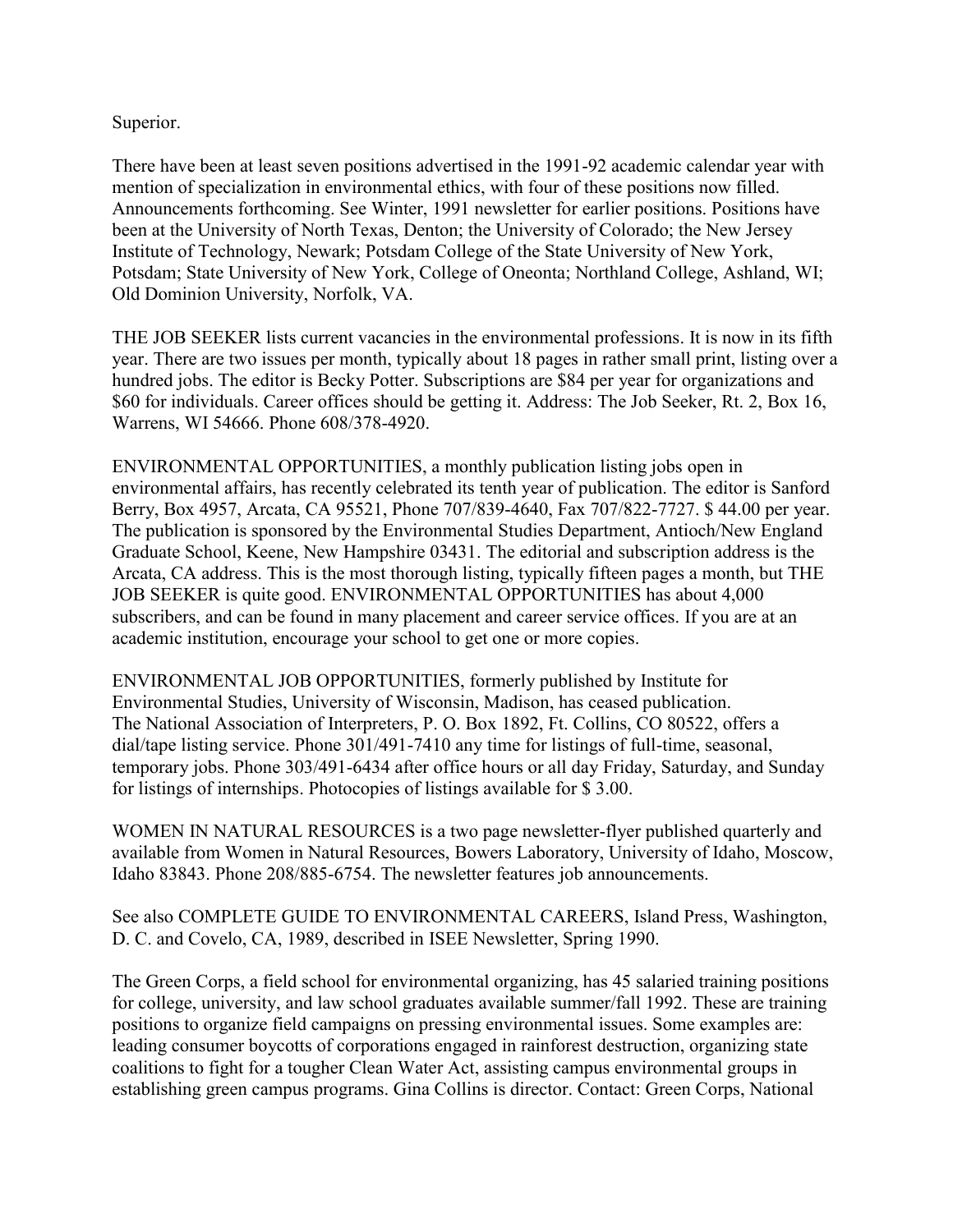Superior.

There have been at least seven positions advertised in the 1991-92 academic calendar year with mention of specialization in environmental ethics, with four of these positions now filled. Announcements forthcoming. See Winter, 1991 newsletter for earlier positions. Positions have been at the University of North Texas, Denton; the University of Colorado; the New Jersey Institute of Technology, Newark; Potsdam College of the State University of New York, Potsdam; State University of New York, College of Oneonta; Northland College, Ashland, WI; Old Dominion University, Norfolk, VA.

THE JOB SEEKER lists current vacancies in the environmental professions. It is now in its fifth year. There are two issues per month, typically about 18 pages in rather small print, listing over a hundred jobs. The editor is Becky Potter. Subscriptions are $84 per year for organizations and $60 for individuals. Career offices should be getting it. Address: The Job Seeker, Rt. 2, Box 16, Warrens, WI 54666. Phone 608/378-4920.

ENVIRONMENTAL OPPORTUNITIES, a monthly publication listing jobs open in environmental affairs, has recently celebrated its tenth year of publication. The editor is Sanford Berry, Box 4957, Arcata, CA 95521, Phone 707/839-4640, Fax 707/822-7727. $ 44.00 per year. The publication is sponsored by the Environmental Studies Department, Antioch/New England Graduate School, Keene, New Hampshire 03431. The editorial and subscription address is the Arcata, CA address. This is the most thorough listing, typically fifteen pages a month, but THE JOB SEEKER is quite good. ENVIRONMENTAL OPPORTUNITIES has about 4,000 subscribers, and can be found in many placement and career service offices. If you are at an academic institution, encourage your school to get one or more copies.

ENVIRONMENTAL JOB OPPORTUNITIES, formerly published by Institute for Environmental Studies, University of Wisconsin, Madison, has ceased publication.
The National Association of Interpreters, P. O. Box 1892, Ft. Collins, CO 80522, offers a dial/tape listing service. Phone 301/491-7410 any time for listings of full-time, seasonal, temporary jobs. Phone 303/491-6434 after office hours or all day Friday, Saturday, and Sunday for listings of internships. Photocopies of listings available for $ 3.00.

WOMEN IN NATURAL RESOURCES is a two page newsletter-flyer published quarterly and available from Women in Natural Resources, Bowers Laboratory, University of Idaho, Moscow, Idaho 83843. Phone 208/885-6754. The newsletter features job announcements.

See also COMPLETE GUIDE TO ENVIRONMENTAL CAREERS, Island Press, Washington, D. C. and Covelo, CA, 1989, described in ISEE Newsletter, Spring 1990.

The Green Corps, a field school for environmental organizing, has 45 salaried training positions for college, university, and law school graduates available summer/fall 1992. These are training positions to organize field campaigns on pressing environmental issues. Some examples are: leading consumer boycotts of corporations engaged in rainforest destruction, organizing state coalitions to fight for a tougher Clean Water Act, assisting campus environmental groups in establishing green campus programs. Gina Collins is director. Contact: Green Corps, National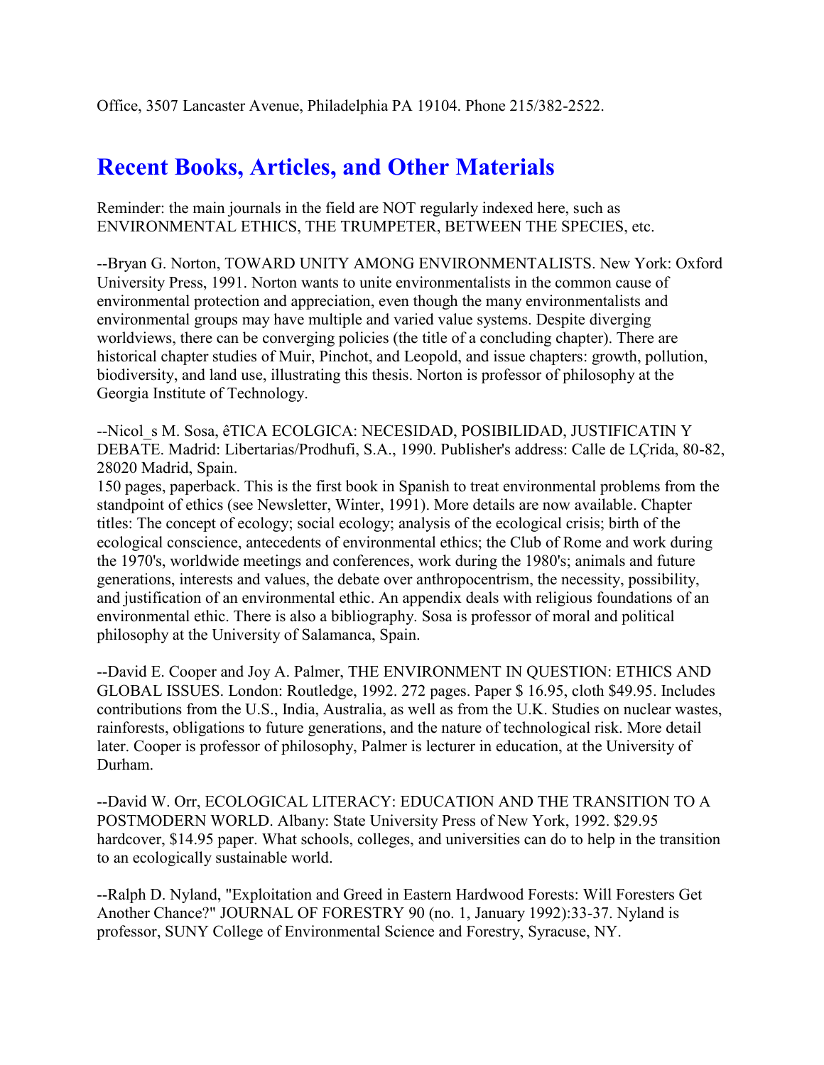Office, 3507 Lancaster Avenue, Philadelphia PA 19104. Phone 215/382-2522.

## Recent Books, Articles, and Other Materials

Reminder: the main journals in the field are NOT regularly indexed here, such as ENVIRONMENTAL ETHICS, THE TRUMPETER, BETWEEN THE SPECIES, etc.

--Bryan G. Norton, TOWARD UNITY AMONG ENVIRONMENTALISTS. New York: Oxford University Press, 1991. Norton wants to unite environmentalists in the common cause of environmental protection and appreciation, even though the many environmentalists and environmental groups may have multiple and varied value systems. Despite diverging worldviews, there can be converging policies (the title of a concluding chapter). There are historical chapter studies of Muir, Pinchot, and Leopold, and issue chapters: growth, pollution, biodiversity, and land use, illustrating this thesis. Norton is professor of philosophy at the Georgia Institute of Technology.

--Nicol_s M. Sosa, êTICA ECOLGICA: NECESIDAD, POSIBILIDAD, JUSTIFICATIN Y DEBATE. Madrid: Libertarias/Prodhufi, S.A., 1990. Publisher's address: Calle de LÇrida, 80-82, 28020 Madrid, Spain.
150 pages, paperback. This is the first book in Spanish to treat environmental problems from the standpoint of ethics (see Newsletter, Winter, 1991). More details are now available. Chapter titles: The concept of ecology; social ecology; analysis of the ecological crisis; birth of the ecological conscience, antecedents of environmental ethics; the Club of Rome and work during the 1970's, worldwide meetings and conferences, work during the 1980's; animals and future generations, interests and values, the debate over anthropocentrism, the necessity, possibility, and justification of an environmental ethic. An appendix deals with religious foundations of an environmental ethic. There is also a bibliography. Sosa is professor of moral and political philosophy at the University of Salamanca, Spain.

--David E. Cooper and Joy A. Palmer, THE ENVIRONMENT IN QUESTION: ETHICS AND GLOBAL ISSUES. London: Routledge, 1992. 272 pages. Paper $ 16.95, cloth $49.95. Includes contributions from the U.S., India, Australia, as well as from the U.K. Studies on nuclear wastes, rainforests, obligations to future generations, and the nature of technological risk. More detail later. Cooper is professor of philosophy, Palmer is lecturer in education, at the University of Durham.

--David W. Orr, ECOLOGICAL LITERACY: EDUCATION AND THE TRANSITION TO A POSTMODERN WORLD. Albany: State University Press of New York, 1992. $29.95 hardcover, $14.95 paper. What schools, colleges, and universities can do to help in the transition to an ecologically sustainable world.

--Ralph D. Nyland, "Exploitation and Greed in Eastern Hardwood Forests: Will Foresters Get Another Chance?" JOURNAL OF FORESTRY 90 (no. 1, January 1992):33-37. Nyland is professor, SUNY College of Environmental Science and Forestry, Syracuse, NY.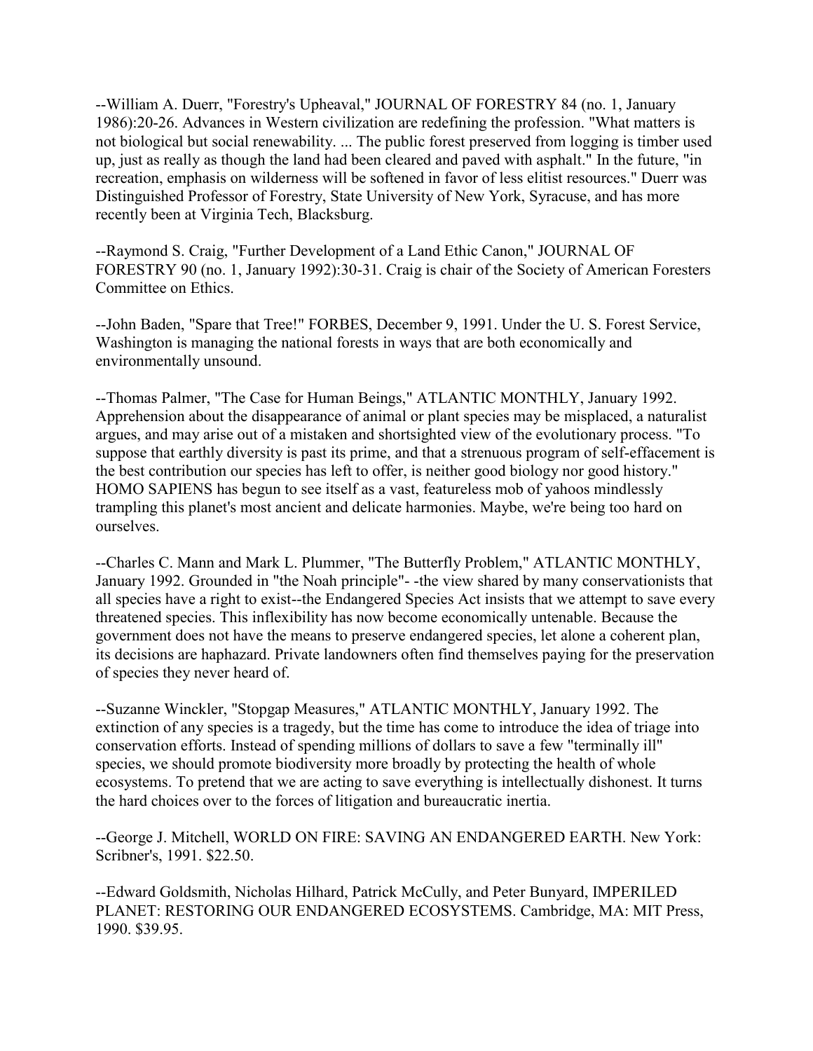--William A. Duerr, "Forestry's Upheaval," JOURNAL OF FORESTRY 84 (no. 1, January 1986):20-26. Advances in Western civilization are redefining the profession. "What matters is not biological but social renewability. ... The public forest preserved from logging is timber used up, just as really as though the land had been cleared and paved with asphalt." In the future, "in recreation, emphasis on wilderness will be softened in favor of less elitist resources." Duerr was Distinguished Professor of Forestry, State University of New York, Syracuse, and has more recently been at Virginia Tech, Blacksburg.

--Raymond S. Craig, "Further Development of a Land Ethic Canon," JOURNAL OF FORESTRY 90 (no. 1, January 1992):30-31. Craig is chair of the Society of American Foresters Committee on Ethics.

--John Baden, "Spare that Tree!" FORBES, December 9, 1991. Under the U. S. Forest Service, Washington is managing the national forests in ways that are both economically and environmentally unsound.

--Thomas Palmer, "The Case for Human Beings," ATLANTIC MONTHLY, January 1992. Apprehension about the disappearance of animal or plant species may be misplaced, a naturalist argues, and may arise out of a mistaken and shortsighted view of the evolutionary process. "To suppose that earthly diversity is past its prime, and that a strenuous program of self-effacement is the best contribution our species has left to offer, is neither good biology nor good history." HOMO SAPIENS has begun to see itself as a vast, featureless mob of yahoos mindlessly trampling this planet's most ancient and delicate harmonies. Maybe, we're being too hard on ourselves.

--Charles C. Mann and Mark L. Plummer, "The Butterfly Problem," ATLANTIC MONTHLY, January 1992. Grounded in "the Noah principle"- -the view shared by many conservationists that all species have a right to exist--the Endangered Species Act insists that we attempt to save every threatened species. This inflexibility has now become economically untenable. Because the government does not have the means to preserve endangered species, let alone a coherent plan, its decisions are haphazard. Private landowners often find themselves paying for the preservation of species they never heard of.

--Suzanne Winckler, "Stopgap Measures," ATLANTIC MONTHLY, January 1992. The extinction of any species is a tragedy, but the time has come to introduce the idea of triage into conservation efforts. Instead of spending millions of dollars to save a few "terminally ill" species, we should promote biodiversity more broadly by protecting the health of whole ecosystems. To pretend that we are acting to save everything is intellectually dishonest. It turns the hard choices over to the forces of litigation and bureaucratic inertia.

--George J. Mitchell, WORLD ON FIRE: SAVING AN ENDANGERED EARTH. New York: Scribner's, 1991. $22.50.

--Edward Goldsmith, Nicholas Hilhard, Patrick McCully, and Peter Bunyard, IMPERILED PLANET: RESTORING OUR ENDANGERED ECOSYSTEMS. Cambridge, MA: MIT Press, 1990. $39.95.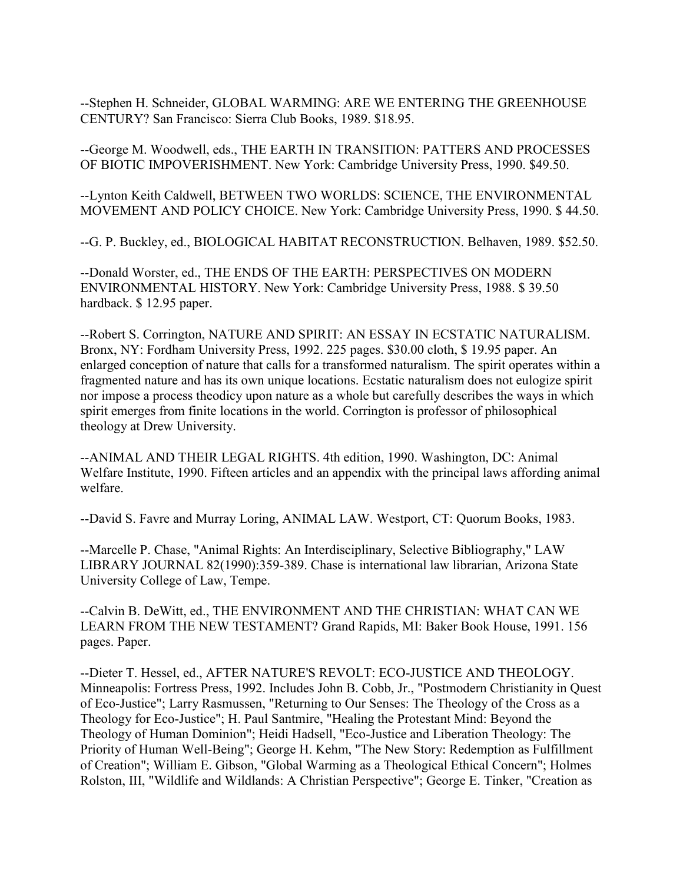--Stephen H. Schneider, GLOBAL WARMING: ARE WE ENTERING THE GREENHOUSE CENTURY? San Francisco: Sierra Club Books, 1989. $18.95.

--George M. Woodwell, eds., THE EARTH IN TRANSITION: PATTERS AND PROCESSES OF BIOTIC IMPOVERISHMENT. New York: Cambridge University Press, 1990. $49.50.

--Lynton Keith Caldwell, BETWEEN TWO WORLDS: SCIENCE, THE ENVIRONMENTAL MOVEMENT AND POLICY CHOICE. New York: Cambridge University Press, 1990. $ 44.50.

--G. P. Buckley, ed., BIOLOGICAL HABITAT RECONSTRUCTION. Belhaven, 1989. $52.50.

--Donald Worster, ed., THE ENDS OF THE EARTH: PERSPECTIVES ON MODERN ENVIRONMENTAL HISTORY. New York: Cambridge University Press, 1988. $ 39.50 hardback. $ 12.95 paper.

--Robert S. Corrington, NATURE AND SPIRIT: AN ESSAY IN ECSTATIC NATURALISM. Bronx, NY: Fordham University Press, 1992. 225 pages. $30.00 cloth, $ 19.95 paper. An enlarged conception of nature that calls for a transformed naturalism. The spirit operates within a fragmented nature and has its own unique locations. Ecstatic naturalism does not eulogize spirit nor impose a process theodicy upon nature as a whole but carefully describes the ways in which spirit emerges from finite locations in the world. Corrington is professor of philosophical theology at Drew University.

--ANIMAL AND THEIR LEGAL RIGHTS. 4th edition, 1990. Washington, DC: Animal Welfare Institute, 1990. Fifteen articles and an appendix with the principal laws affording animal welfare.

--David S. Favre and Murray Loring, ANIMAL LAW. Westport, CT: Quorum Books, 1983.

--Marcelle P. Chase, "Animal Rights: An Interdisciplinary, Selective Bibliography," LAW LIBRARY JOURNAL 82(1990):359-389. Chase is international law librarian, Arizona State University College of Law, Tempe.

--Calvin B. DeWitt, ed., THE ENVIRONMENT AND THE CHRISTIAN: WHAT CAN WE LEARN FROM THE NEW TESTAMENT? Grand Rapids, MI: Baker Book House, 1991. 156 pages. Paper.

--Dieter T. Hessel, ed., AFTER NATURE'S REVOLT: ECO-JUSTICE AND THEOLOGY. Minneapolis: Fortress Press, 1992. Includes John B. Cobb, Jr., "Postmodern Christianity in Quest of Eco-Justice"; Larry Rasmussen, "Returning to Our Senses: The Theology of the Cross as a Theology for Eco-Justice"; H. Paul Santmire, "Healing the Protestant Mind: Beyond the Theology of Human Dominion"; Heidi Hadsell, "Eco-Justice and Liberation Theology: The Priority of Human Well-Being"; George H. Kehm, "The New Story: Redemption as Fulfillment of Creation"; William E. Gibson, "Global Warming as a Theological Ethical Concern"; Holmes Rolston, III, "Wildlife and Wildlands: A Christian Perspective"; George E. Tinker, "Creation as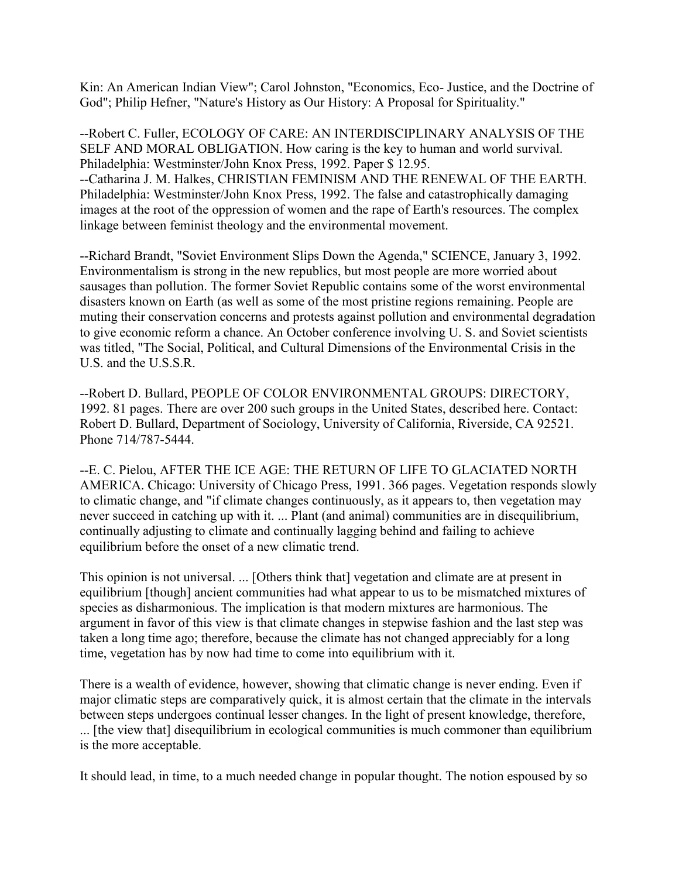Kin: An American Indian View"; Carol Johnston, "Economics, Eco- Justice, and the Doctrine of God"; Philip Hefner, "Nature's History as Our History: A Proposal for Spirituality."

--Robert C. Fuller, ECOLOGY OF CARE: AN INTERDISCIPLINARY ANALYSIS OF THE SELF AND MORAL OBLIGATION. How caring is the key to human and world survival. Philadelphia: Westminster/John Knox Press, 1992. Paper $ 12.95.
--Catharina J. M. Halkes, CHRISTIAN FEMINISM AND THE RENEWAL OF THE EARTH. Philadelphia: Westminster/John Knox Press, 1992. The false and catastrophically damaging images at the root of the oppression of women and the rape of Earth's resources. The complex linkage between feminist theology and the environmental movement.

--Richard Brandt, "Soviet Environment Slips Down the Agenda," SCIENCE, January 3, 1992. Environmentalism is strong in the new republics, but most people are more worried about sausages than pollution. The former Soviet Republic contains some of the worst environmental disasters known on Earth (as well as some of the most pristine regions remaining. People are muting their conservation concerns and protests against pollution and environmental degradation to give economic reform a chance. An October conference involving U. S. and Soviet scientists was titled, "The Social, Political, and Cultural Dimensions of the Environmental Crisis in the U.S. and the U.S.S.R.

--Robert D. Bullard, PEOPLE OF COLOR ENVIRONMENTAL GROUPS: DIRECTORY, 1992. 81 pages. There are over 200 such groups in the United States, described here. Contact: Robert D. Bullard, Department of Sociology, University of California, Riverside, CA 92521. Phone 714/787-5444.

--E. C. Pielou, AFTER THE ICE AGE: THE RETURN OF LIFE TO GLACIATED NORTH AMERICA. Chicago: University of Chicago Press, 1991. 366 pages. Vegetation responds slowly to climatic change, and "if climate changes continuously, as it appears to, then vegetation may never succeed in catching up with it. ... Plant (and animal) communities are in disequilibrium, continually adjusting to climate and continually lagging behind and failing to achieve equilibrium before the onset of a new climatic trend.

This opinion is not universal. ... [Others think that] vegetation and climate are at present in equilibrium [though] ancient communities had what appear to us to be mismatched mixtures of species as disharmonious. The implication is that modern mixtures are harmonious. The argument in favor of this view is that climate changes in stepwise fashion and the last step was taken a long time ago; therefore, because the climate has not changed appreciably for a long time, vegetation has by now had time to come into equilibrium with it.

There is a wealth of evidence, however, showing that climatic change is never ending. Even if major climatic steps are comparatively quick, it is almost certain that the climate in the intervals between steps undergoes continual lesser changes. In the light of present knowledge, therefore, ... [the view that] disequilibrium in ecological communities is much commoner than equilibrium is the more acceptable.

It should lead, in time, to a much needed change in popular thought. The notion espoused by so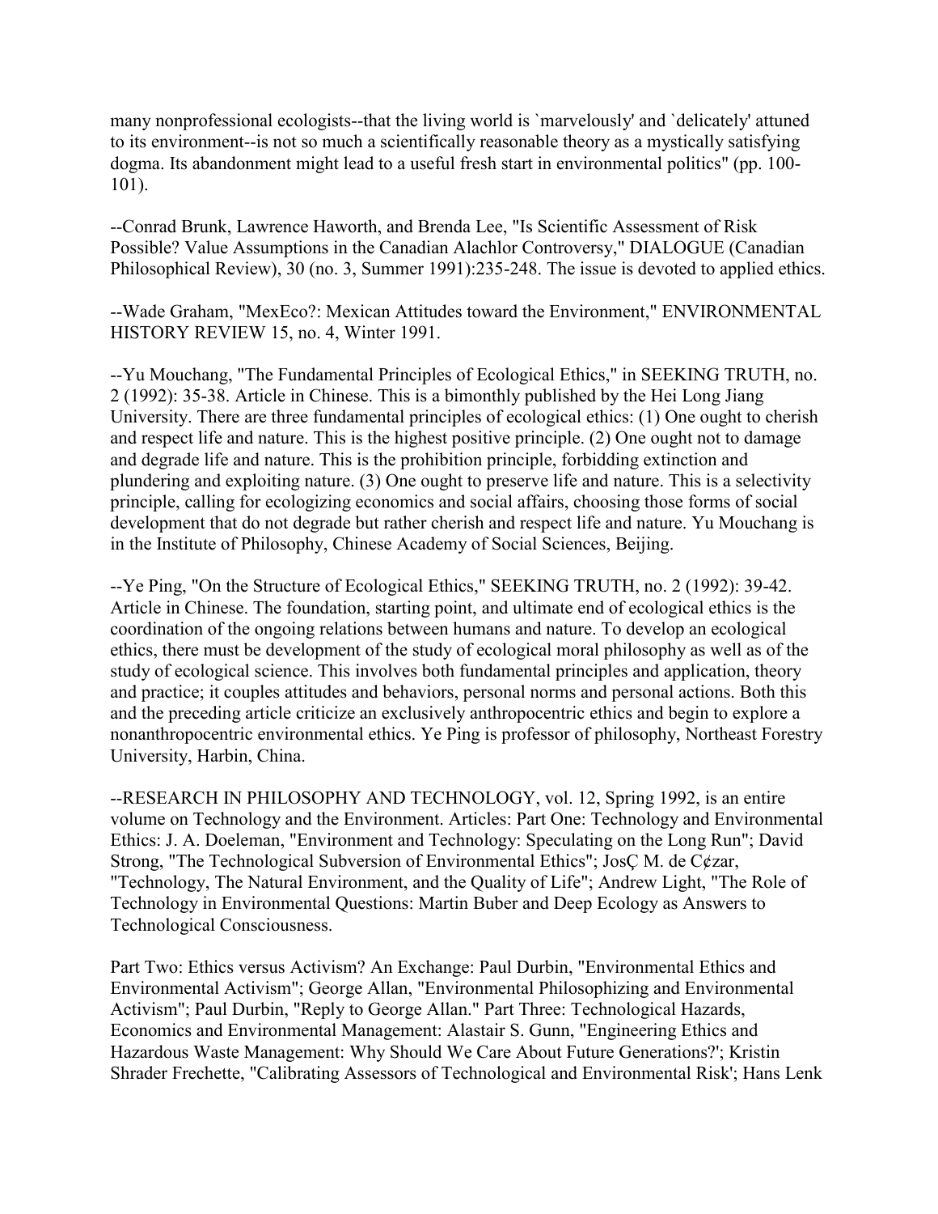many nonprofessional ecologists--that the living world is `marvelously' and `delicately' attuned to its environment--is not so much a scientifically reasonable theory as a mystically satisfying dogma. Its abandonment might lead to a useful fresh start in environmental politics" (pp. 100-101).

--Conrad Brunk, Lawrence Haworth, and Brenda Lee, "Is Scientific Assessment of Risk Possible? Value Assumptions in the Canadian Alachlor Controversy," DIALOGUE (Canadian Philosophical Review), 30 (no. 3, Summer 1991):235-248. The issue is devoted to applied ethics.

--Wade Graham, "MexEco?: Mexican Attitudes toward the Environment," ENVIRONMENTAL HISTORY REVIEW 15, no. 4, Winter 1991.

--Yu Mouchang, "The Fundamental Principles of Ecological Ethics," in SEEKING TRUTH, no. 2 (1992): 35-38. Article in Chinese. This is a bimonthly published by the Hei Long Jiang University. There are three fundamental principles of ecological ethics: (1) One ought to cherish and respect life and nature. This is the highest positive principle. (2) One ought not to damage and degrade life and nature. This is the prohibition principle, forbidding extinction and plundering and exploiting nature. (3) One ought to preserve life and nature. This is a selectivity principle, calling for ecologizing economics and social affairs, choosing those forms of social development that do not degrade but rather cherish and respect life and nature. Yu Mouchang is in the Institute of Philosophy, Chinese Academy of Social Sciences, Beijing.

--Ye Ping, "On the Structure of Ecological Ethics," SEEKING TRUTH, no. 2 (1992): 39-42. Article in Chinese. The foundation, starting point, and ultimate end of ecological ethics is the coordination of the ongoing relations between humans and nature. To develop an ecological ethics, there must be development of the study of ecological moral philosophy as well as of the study of ecological science. This involves both fundamental principles and application, theory and practice; it couples attitudes and behaviors, personal norms and personal actions. Both this and the preceding article criticize an exclusively anthropocentric ethics and begin to explore a nonanthropocentric environmental ethics. Ye Ping is professor of philosophy, Northeast Forestry University, Harbin, China.

--RESEARCH IN PHILOSOPHY AND TECHNOLOGY, vol. 12, Spring 1992, is an entire volume on Technology and the Environment. Articles: Part One: Technology and Environmental Ethics: J. A. Doeleman, "Environment and Technology: Speculating on the Long Run"; David Strong, "The Technological Subversion of Environmental Ethics"; JosÇ M. de C¢zar, "Technology, The Natural Environment, and the Quality of Life"; Andrew Light, "The Role of Technology in Environmental Questions: Martin Buber and Deep Ecology as Answers to Technological Consciousness.

Part Two: Ethics versus Activism? An Exchange: Paul Durbin, "Environmental Ethics and Environmental Activism"; George Allan, "Environmental Philosophizing and Environmental Activism"; Paul Durbin, "Reply to George Allan." Part Three: Technological Hazards, Economics and Environmental Management: Alastair S. Gunn, "Engineering Ethics and Hazardous Waste Management: Why Should We Care About Future Generations?'; Kristin Shrader Frechette, "Calibrating Assessors of Technological and Environmental Risk'; Hans Lenk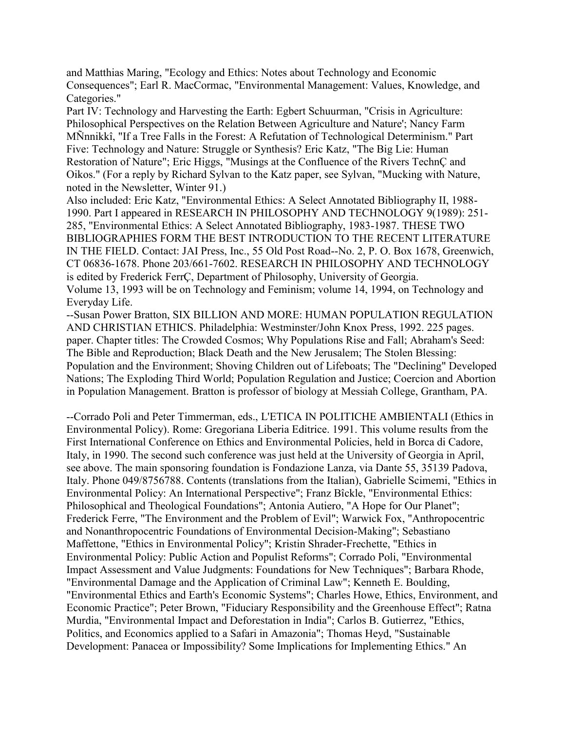and Matthias Maring, "Ecology and Ethics: Notes about Technology and Economic Consequences"; Earl R. MacCormac, "Environmental Management: Values, Knowledge, and Categories."

Part IV: Technology and Harvesting the Earth: Egbert Schuurman, "Crisis in Agriculture: Philosophical Perspectives on the Relation Between Agriculture and Nature'; Nancy Farm MÑnnikkî, "If a Tree Falls in the Forest: A Refutation of Technological Determinism." Part Five: Technology and Nature: Struggle or Synthesis? Eric Katz, "The Big Lie: Human Restoration of Nature"; Eric Higgs, "Musings at the Confluence of the Rivers TechnÇ and Oikos." (For a reply by Richard Sylvan to the Katz paper, see Sylvan, "Mucking with Nature, noted in the Newsletter, Winter 91.)

Also included: Eric Katz, "Environmental Ethics: A Select Annotated Bibliography II, 1988-1990. Part I appeared in RESEARCH IN PHILOSOPHY AND TECHNOLOGY 9(1989): 251-285, "Environmental Ethics: A Select Annotated Bibliography, 1983-1987. THESE TWO BIBLIOGRAPHIES FORM THE BEST INTRODUCTION TO THE RECENT LITERATURE IN THE FIELD. Contact: JAI Press, Inc., 55 Old Post Road--No. 2, P. O. Box 1678, Greenwich, CT 06836-1678. Phone 203/661-7602. RESEARCH IN PHILOSOPHY AND TECHNOLOGY is edited by Frederick FerrÇ, Department of Philosophy, University of Georgia. Volume 13, 1993 will be on Technology and Feminism; volume 14, 1994, on Technology and Everyday Life.

--Susan Power Bratton, SIX BILLION AND MORE: HUMAN POPULATION REGULATION AND CHRISTIAN ETHICS. Philadelphia: Westminster/John Knox Press, 1992. 225 pages. paper. Chapter titles: The Crowded Cosmos; Why Populations Rise and Fall; Abraham's Seed: The Bible and Reproduction; Black Death and the New Jerusalem; The Stolen Blessing: Population and the Environment; Shoving Children out of Lifeboats; The "Declining" Developed Nations; The Exploding Third World; Population Regulation and Justice; Coercion and Abortion in Population Management. Bratton is professor of biology at Messiah College, Grantham, PA.

--Corrado Poli and Peter Timmerman, eds., L'ETICA IN POLITICHE AMBIENTALI (Ethics in Environmental Policy). Rome: Gregoriana Liberia Editrice. 1991. This volume results from the First International Conference on Ethics and Environmental Policies, held in Borca di Cadore, Italy, in 1990. The second such conference was just held at the University of Georgia in April, see above. The main sponsoring foundation is Fondazione Lanza, via Dante 55, 35139 Padova, Italy. Phone 049/8756788. Contents (translations from the Italian), Gabrielle Scimemi, "Ethics in Environmental Policy: An International Perspective"; Franz Bîckle, "Environmental Ethics: Philosophical and Theological Foundations"; Antonia Autiero, "A Hope for Our Planet"; Frederick Ferre, "The Environment and the Problem of Evil"; Warwick Fox, "Anthropocentric and Nonanthropocentric Foundations of Environmental Decision-Making"; Sebastiano Maffettone, "Ethics in Environmental Policy"; Kristin Shrader-Frechette, "Ethics in Environmental Policy: Public Action and Populist Reforms"; Corrado Poli, "Environmental Impact Assessment and Value Judgments: Foundations for New Techniques"; Barbara Rhode, "Environmental Damage and the Application of Criminal Law"; Kenneth E. Boulding, "Environmental Ethics and Earth's Economic Systems"; Charles Howe, Ethics, Environment, and Economic Practice"; Peter Brown, "Fiduciary Responsibility and the Greenhouse Effect"; Ratna Murdia, "Environmental Impact and Deforestation in India"; Carlos B. Gutierrez, "Ethics, Politics, and Economics applied to a Safari in Amazonia"; Thomas Heyd, "Sustainable Development: Panacea or Impossibility? Some Implications for Implementing Ethics." An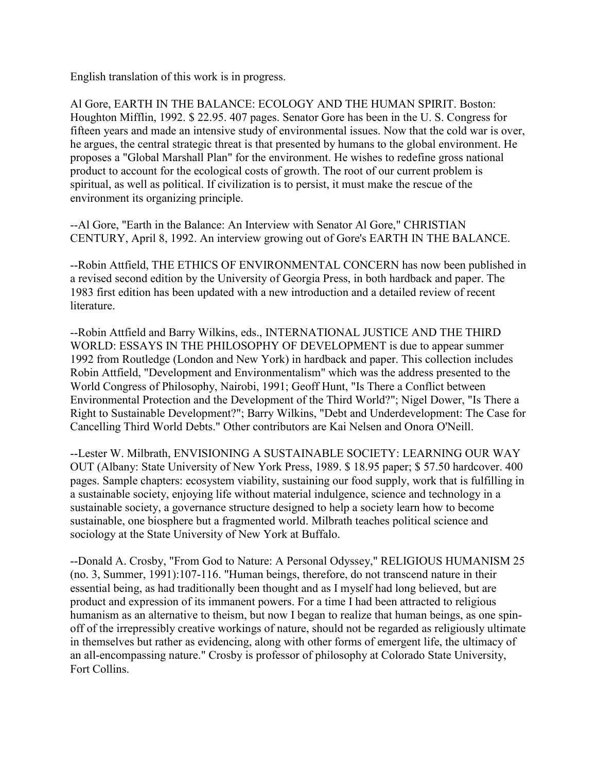English translation of this work is in progress.

Al Gore, EARTH IN THE BALANCE: ECOLOGY AND THE HUMAN SPIRIT. Boston: Houghton Mifflin, 1992. $ 22.95. 407 pages. Senator Gore has been in the U. S. Congress for fifteen years and made an intensive study of environmental issues. Now that the cold war is over, he argues, the central strategic threat is that presented by humans to the global environment. He proposes a "Global Marshall Plan" for the environment. He wishes to redefine gross national product to account for the ecological costs of growth. The root of our current problem is spiritual, as well as political. If civilization is to persist, it must make the rescue of the environment its organizing principle.

--Al Gore, "Earth in the Balance: An Interview with Senator Al Gore," CHRISTIAN CENTURY, April 8, 1992. An interview growing out of Gore's EARTH IN THE BALANCE.

--Robin Attfield, THE ETHICS OF ENVIRONMENTAL CONCERN has now been published in a revised second edition by the University of Georgia Press, in both hardback and paper. The 1983 first edition has been updated with a new introduction and a detailed review of recent literature.

--Robin Attfield and Barry Wilkins, eds., INTERNATIONAL JUSTICE AND THE THIRD WORLD: ESSAYS IN THE PHILOSOPHY OF DEVELOPMENT is due to appear summer 1992 from Routledge (London and New York) in hardback and paper. This collection includes Robin Attfield, "Development and Environmentalism" which was the address presented to the World Congress of Philosophy, Nairobi, 1991; Geoff Hunt, "Is There a Conflict between Environmental Protection and the Development of the Third World?"; Nigel Dower, "Is There a Right to Sustainable Development?"; Barry Wilkins, "Debt and Underdevelopment: The Case for Cancelling Third World Debts." Other contributors are Kai Nelsen and Onora O'Neill.

--Lester W. Milbrath, ENVISIONING A SUSTAINABLE SOCIETY: LEARNING OUR WAY OUT (Albany: State University of New York Press, 1989. $ 18.95 paper; $ 57.50 hardcover. 400 pages. Sample chapters: ecosystem viability, sustaining our food supply, work that is fulfilling in a sustainable society, enjoying life without material indulgence, science and technology in a sustainable society, a governance structure designed to help a society learn how to become sustainable, one biosphere but a fragmented world. Milbrath teaches political science and sociology at the State University of New York at Buffalo.

--Donald A. Crosby, "From God to Nature: A Personal Odyssey," RELIGIOUS HUMANISM 25 (no. 3, Summer, 1991):107-116. "Human beings, therefore, do not transcend nature in their essential being, as had traditionally been thought and as I myself had long believed, but are product and expression of its immanent powers. For a time I had been attracted to religious humanism as an alternative to theism, but now I began to realize that human beings, as one spin-off of the irrepressibly creative workings of nature, should not be regarded as religiously ultimate in themselves but rather as evidencing, along with other forms of emergent life, the ultimacy of an all-encompassing nature." Crosby is professor of philosophy at Colorado State University, Fort Collins.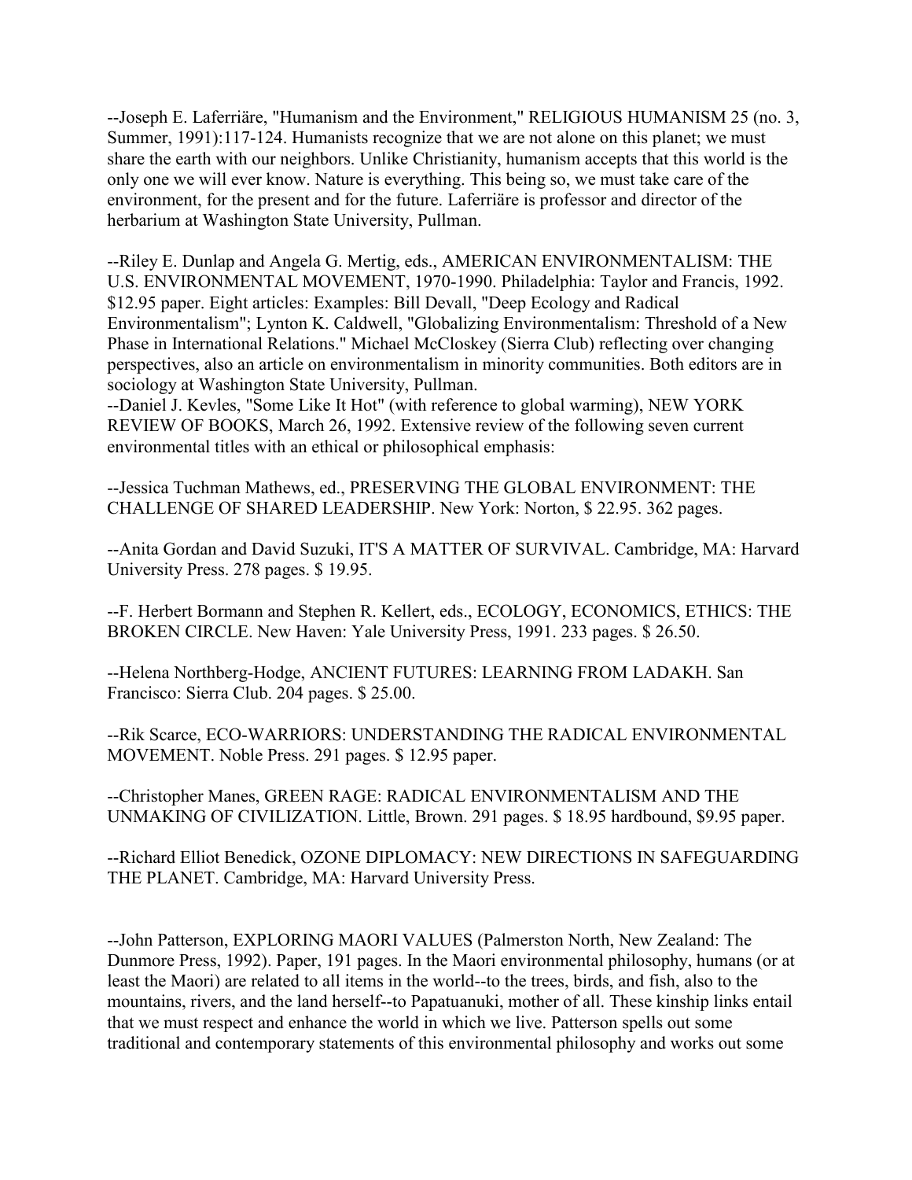--Joseph E. Laferriäre, "Humanism and the Environment," RELIGIOUS HUMANISM 25 (no. 3, Summer, 1991):117-124. Humanists recognize that we are not alone on this planet; we must share the earth with our neighbors. Unlike Christianity, humanism accepts that this world is the only one we will ever know. Nature is everything. This being so, we must take care of the environment, for the present and for the future. Laferriäre is professor and director of the herbarium at Washington State University, Pullman.

--Riley E. Dunlap and Angela G. Mertig, eds., AMERICAN ENVIRONMENTALISM: THE U.S. ENVIRONMENTAL MOVEMENT, 1970-1990. Philadelphia: Taylor and Francis, 1992. $12.95 paper. Eight articles: Examples: Bill Devall, "Deep Ecology and Radical Environmentalism"; Lynton K. Caldwell, "Globalizing Environmentalism: Threshold of a New Phase in International Relations." Michael McCloskey (Sierra Club) reflecting over changing perspectives, also an article on environmentalism in minority communities. Both editors are in sociology at Washington State University, Pullman.

--Daniel J. Kevles, "Some Like It Hot" (with reference to global warming), NEW YORK REVIEW OF BOOKS, March 26, 1992. Extensive review of the following seven current environmental titles with an ethical or philosophical emphasis:

--Jessica Tuchman Mathews, ed., PRESERVING THE GLOBAL ENVIRONMENT: THE CHALLENGE OF SHARED LEADERSHIP. New York: Norton, $ 22.95. 362 pages.

--Anita Gordan and David Suzuki, IT'S A MATTER OF SURVIVAL. Cambridge, MA: Harvard University Press. 278 pages. $ 19.95.

--F. Herbert Bormann and Stephen R. Kellert, eds., ECOLOGY, ECONOMICS, ETHICS: THE BROKEN CIRCLE. New Haven: Yale University Press, 1991. 233 pages. $ 26.50.

--Helena Northberg-Hodge, ANCIENT FUTURES: LEARNING FROM LADAKH. San Francisco: Sierra Club. 204 pages. $ 25.00.

--Rik Scarce, ECO-WARRIORS: UNDERSTANDING THE RADICAL ENVIRONMENTAL MOVEMENT. Noble Press. 291 pages. $ 12.95 paper.

--Christopher Manes, GREEN RAGE: RADICAL ENVIRONMENTALISM AND THE UNMAKING OF CIVILIZATION. Little, Brown. 291 pages. $ 18.95 hardbound, $9.95 paper.

--Richard Elliot Benedick, OZONE DIPLOMACY: NEW DIRECTIONS IN SAFEGUARDING THE PLANET. Cambridge, MA: Harvard University Press.

--John Patterson, EXPLORING MAORI VALUES (Palmerston North, New Zealand: The Dunmore Press, 1992). Paper, 191 pages. In the Maori environmental philosophy, humans (or at least the Maori) are related to all items in the world--to the trees, birds, and fish, also to the mountains, rivers, and the land herself--to Papatuanuki, mother of all. These kinship links entail that we must respect and enhance the world in which we live. Patterson spells out some traditional and contemporary statements of this environmental philosophy and works out some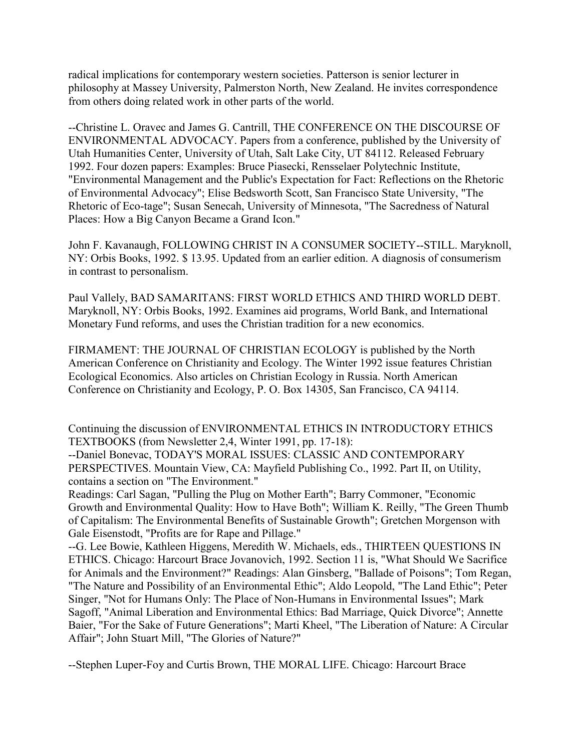radical implications for contemporary western societies. Patterson is senior lecturer in philosophy at Massey University, Palmerston North, New Zealand. He invites correspondence from others doing related work in other parts of the world.

--Christine L. Oravec and James G. Cantrill, THE CONFERENCE ON THE DISCOURSE OF ENVIRONMENTAL ADVOCACY. Papers from a conference, published by the University of Utah Humanities Center, University of Utah, Salt Lake City, UT 84112. Released February 1992. Four dozen papers: Examples: Bruce Piasecki, Rensselaer Polytechnic Institute, "Environmental Management and the Public's Expectation for Fact: Reflections on the Rhetoric of Environmental Advocacy"; Elise Bedsworth Scott, San Francisco State University, "The Rhetoric of Eco-tage"; Susan Senecah, University of Minnesota, "The Sacredness of Natural Places: How a Big Canyon Became a Grand Icon."

John F. Kavanaugh, FOLLOWING CHRIST IN A CONSUMER SOCIETY--STILL. Maryknoll, NY: Orbis Books, 1992. $ 13.95. Updated from an earlier edition. A diagnosis of consumerism in contrast to personalism.

Paul Vallely, BAD SAMARITANS: FIRST WORLD ETHICS AND THIRD WORLD DEBT. Maryknoll, NY: Orbis Books, 1992. Examines aid programs, World Bank, and International Monetary Fund reforms, and uses the Christian tradition for a new economics.

FIRMAMENT: THE JOURNAL OF CHRISTIAN ECOLOGY is published by the North American Conference on Christianity and Ecology. The Winter 1992 issue features Christian Ecological Economics. Also articles on Christian Ecology in Russia. North American Conference on Christianity and Ecology, P. O. Box 14305, San Francisco, CA 94114.

Continuing the discussion of ENVIRONMENTAL ETHICS IN INTRODUCTORY ETHICS TEXTBOOKS (from Newsletter 2,4, Winter 1991, pp. 17-18):

--Daniel Bonevac, TODAY'S MORAL ISSUES: CLASSIC AND CONTEMPORARY PERSPECTIVES. Mountain View, CA: Mayfield Publishing Co., 1992. Part II, on Utility, contains a section on "The Environment."

Readings: Carl Sagan, "Pulling the Plug on Mother Earth"; Barry Commoner, "Economic Growth and Environmental Quality: How to Have Both"; William K. Reilly, "The Green Thumb of Capitalism: The Environmental Benefits of Sustainable Growth"; Gretchen Morgenson with Gale Eisenstodt, "Profits are for Rape and Pillage."

--G. Lee Bowie, Kathleen Higgens, Meredith W. Michaels, eds., THIRTEEN QUESTIONS IN ETHICS. Chicago: Harcourt Brace Jovanovich, 1992. Section 11 is, "What Should We Sacrifice for Animals and the Environment?" Readings: Alan Ginsberg, "Ballade of Poisons"; Tom Regan, "The Nature and Possibility of an Environmental Ethic"; Aldo Leopold, "The Land Ethic"; Peter Singer, "Not for Humans Only: The Place of Non-Humans in Environmental Issues"; Mark Sagoff, "Animal Liberation and Environmental Ethics: Bad Marriage, Quick Divorce"; Annette Baier, "For the Sake of Future Generations"; Marti Kheel, "The Liberation of Nature: A Circular Affair"; John Stuart Mill, "The Glories of Nature?"

--Stephen Luper-Foy and Curtis Brown, THE MORAL LIFE. Chicago: Harcourt Brace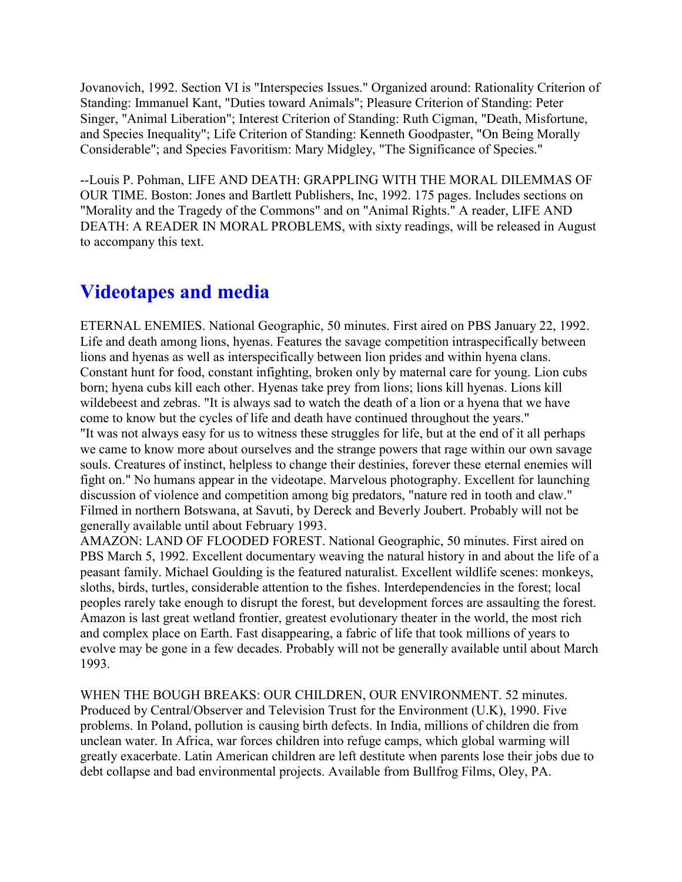Jovanovich, 1992. Section VI is "Interspecies Issues." Organized around: Rationality Criterion of Standing: Immanuel Kant, "Duties toward Animals"; Pleasure Criterion of Standing: Peter Singer, "Animal Liberation"; Interest Criterion of Standing: Ruth Cigman, "Death, Misfortune, and Species Inequality"; Life Criterion of Standing: Kenneth Goodpaster, "On Being Morally Considerable"; and Species Favoritism: Mary Midgley, "The Significance of Species."

--Louis P. Pohman, LIFE AND DEATH: GRAPPLING WITH THE MORAL DILEMMAS OF OUR TIME. Boston: Jones and Bartlett Publishers, Inc, 1992. 175 pages. Includes sections on "Morality and the Tragedy of the Commons" and on "Animal Rights." A reader, LIFE AND DEATH: A READER IN MORAL PROBLEMS, with sixty readings, will be released in August to accompany this text.

## Videotapes and media

ETERNAL ENEMIES. National Geographic, 50 minutes. First aired on PBS January 22, 1992. Life and death among lions, hyenas. Features the savage competition intraspecifically between lions and hyenas as well as interspecifically between lion prides and within hyena clans. Constant hunt for food, constant infighting, broken only by maternal care for young. Lion cubs born; hyena cubs kill each other. Hyenas take prey from lions; lions kill hyenas. Lions kill wildebeest and zebras. "It is always sad to watch the death of a lion or a hyena that we have come to know but the cycles of life and death have continued throughout the years." "It was not always easy for us to witness these struggles for life, but at the end of it all perhaps we came to know more about ourselves and the strange powers that rage within our own savage souls. Creatures of instinct, helpless to change their destinies, forever these eternal enemies will fight on." No humans appear in the videotape. Marvelous photography. Excellent for launching discussion of violence and competition among big predators, "nature red in tooth and claw." Filmed in northern Botswana, at Savuti, by Dereck and Beverly Joubert. Probably will not be generally available until about February 1993.

AMAZON: LAND OF FLOODED FOREST. National Geographic, 50 minutes. First aired on PBS March 5, 1992. Excellent documentary weaving the natural history in and about the life of a peasant family. Michael Goulding is the featured naturalist. Excellent wildlife scenes: monkeys, sloths, birds, turtles, considerable attention to the fishes. Interdependencies in the forest; local peoples rarely take enough to disrupt the forest, but development forces are assaulting the forest. Amazon is last great wetland frontier, greatest evolutionary theater in the world, the most rich and complex place on Earth. Fast disappearing, a fabric of life that took millions of years to evolve may be gone in a few decades. Probably will not be generally available until about March 1993.

WHEN THE BOUGH BREAKS: OUR CHILDREN, OUR ENVIRONMENT. 52 minutes. Produced by Central/Observer and Television Trust for the Environment (U.K), 1990. Five problems. In Poland, pollution is causing birth defects. In India, millions of children die from unclean water. In Africa, war forces children into refuge camps, which global warming will greatly exacerbate. Latin American children are left destitute when parents lose their jobs due to debt collapse and bad environmental projects. Available from Bullfrog Films, Oley, PA.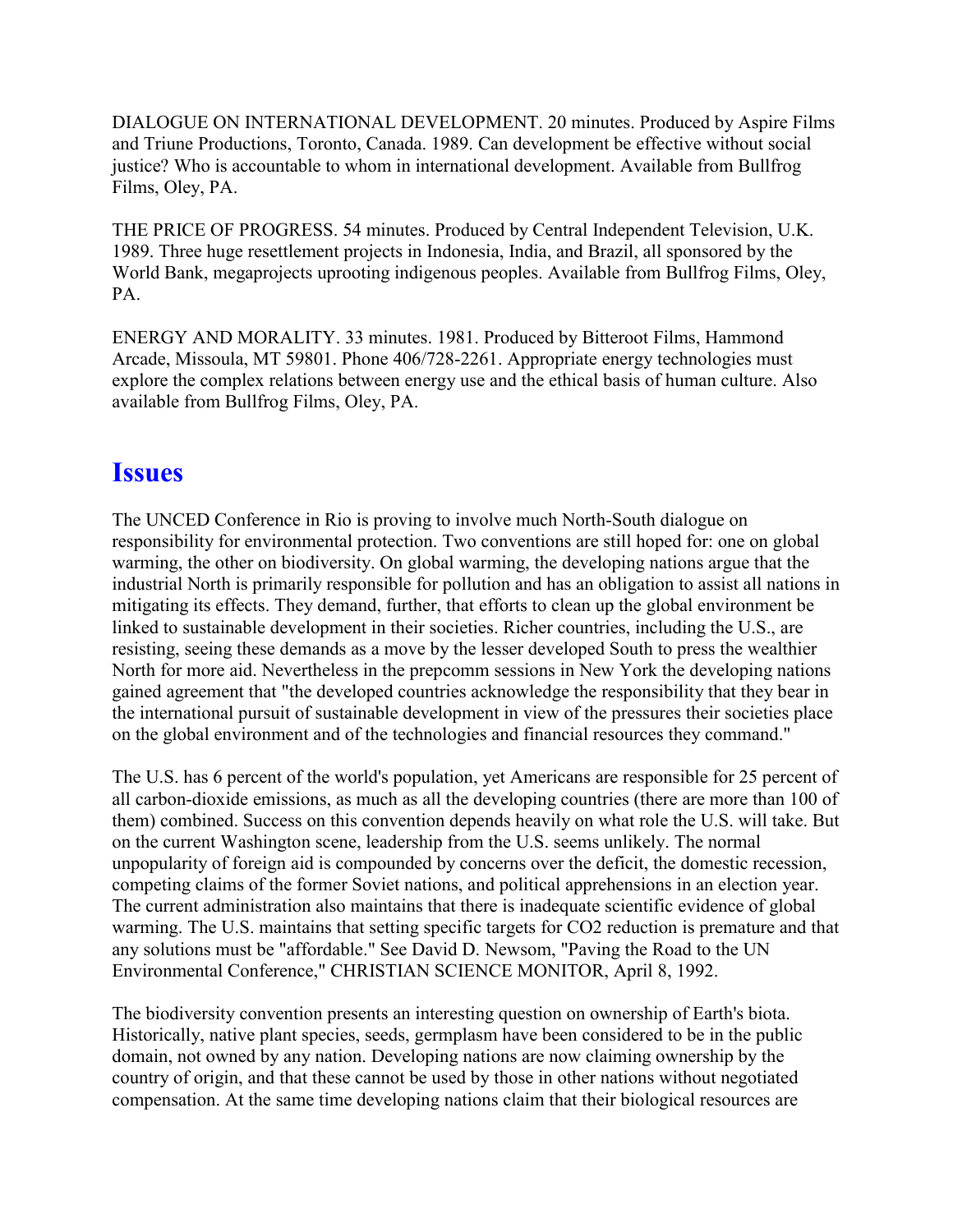DIALOGUE ON INTERNATIONAL DEVELOPMENT. 20 minutes. Produced by Aspire Films and Triune Productions, Toronto, Canada. 1989. Can development be effective without social justice? Who is accountable to whom in international development. Available from Bullfrog Films, Oley, PA.

THE PRICE OF PROGRESS. 54 minutes. Produced by Central Independent Television, U.K. 1989. Three huge resettlement projects in Indonesia, India, and Brazil, all sponsored by the World Bank, megaprojects uprooting indigenous peoples. Available from Bullfrog Films, Oley, PA.

ENERGY AND MORALITY. 33 minutes. 1981. Produced by Bitteroot Films, Hammond Arcade, Missoula, MT 59801. Phone 406/728-2261. Appropriate energy technologies must explore the complex relations between energy use and the ethical basis of human culture. Also available from Bullfrog Films, Oley, PA.

## Issues

The UNCED Conference in Rio is proving to involve much North-South dialogue on responsibility for environmental protection. Two conventions are still hoped for: one on global warming, the other on biodiversity. On global warming, the developing nations argue that the industrial North is primarily responsible for pollution and has an obligation to assist all nations in mitigating its effects. They demand, further, that efforts to clean up the global environment be linked to sustainable development in their societies. Richer countries, including the U.S., are resisting, seeing these demands as a move by the lesser developed South to press the wealthier North for more aid. Nevertheless in the prepcomm sessions in New York the developing nations gained agreement that "the developed countries acknowledge the responsibility that they bear in the international pursuit of sustainable development in view of the pressures their societies place on the global environment and of the technologies and financial resources they command."

The U.S. has 6 percent of the world's population, yet Americans are responsible for 25 percent of all carbon-dioxide emissions, as much as all the developing countries (there are more than 100 of them) combined. Success on this convention depends heavily on what role the U.S. will take. But on the current Washington scene, leadership from the U.S. seems unlikely. The normal unpopularity of foreign aid is compounded by concerns over the deficit, the domestic recession, competing claims of the former Soviet nations, and political apprehensions in an election year. The current administration also maintains that there is inadequate scientific evidence of global warming. The U.S. maintains that setting specific targets for CO2 reduction is premature and that any solutions must be "affordable." See David D. Newsom, "Paving the Road to the UN Environmental Conference," CHRISTIAN SCIENCE MONITOR, April 8, 1992.

The biodiversity convention presents an interesting question on ownership of Earth's biota. Historically, native plant species, seeds, germplasm have been considered to be in the public domain, not owned by any nation. Developing nations are now claiming ownership by the country of origin, and that these cannot be used by those in other nations without negotiated compensation. At the same time developing nations claim that their biological resources are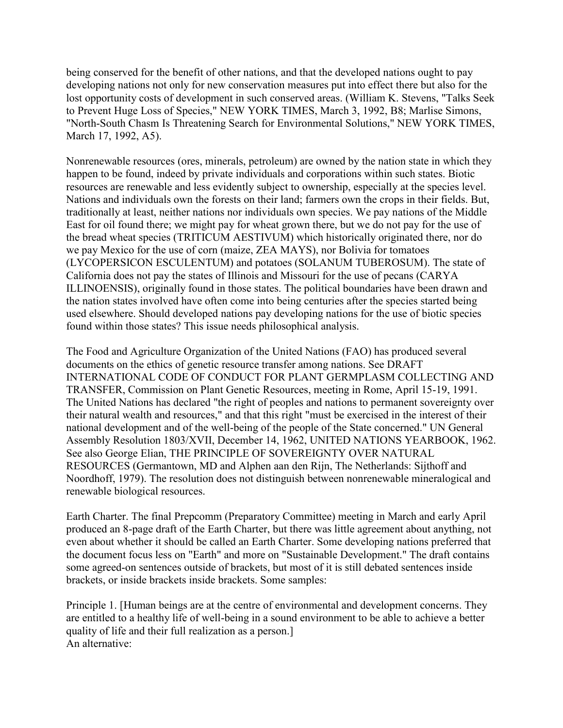being conserved for the benefit of other nations, and that the developed nations ought to pay developing nations not only for new conservation measures put into effect there but also for the lost opportunity costs of development in such conserved areas. (William K. Stevens, "Talks Seek to Prevent Huge Loss of Species," NEW YORK TIMES, March 3, 1992, B8; Marlise Simons, "North-South Chasm Is Threatening Search for Environmental Solutions," NEW YORK TIMES, March 17, 1992, A5).

Nonrenewable resources (ores, minerals, petroleum) are owned by the nation state in which they happen to be found, indeed by private individuals and corporations within such states. Biotic resources are renewable and less evidently subject to ownership, especially at the species level. Nations and individuals own the forests on their land; farmers own the crops in their fields. But, traditionally at least, neither nations nor individuals own species. We pay nations of the Middle East for oil found there; we might pay for wheat grown there, but we do not pay for the use of the bread wheat species (TRITICUM AESTIVUM) which historically originated there, nor do we pay Mexico for the use of corn (maize, ZEA MAYS), nor Bolivia for tomatoes (LYCOPERSICON ESCULENTUM) and potatoes (SOLANUM TUBEROSUM). The state of California does not pay the states of Illinois and Missouri for the use of pecans (CARYA ILLINOENSIS), originally found in those states. The political boundaries have been drawn and the nation states involved have often come into being centuries after the species started being used elsewhere. Should developed nations pay developing nations for the use of biotic species found within those states? This issue needs philosophical analysis.

The Food and Agriculture Organization of the United Nations (FAO) has produced several documents on the ethics of genetic resource transfer among nations. See DRAFT INTERNATIONAL CODE OF CONDUCT FOR PLANT GERMPLASM COLLECTING AND TRANSFER, Commission on Plant Genetic Resources, meeting in Rome, April 15-19, 1991. The United Nations has declared "the right of peoples and nations to permanent sovereignty over their natural wealth and resources," and that this right "must be exercised in the interest of their national development and of the well-being of the people of the State concerned." UN General Assembly Resolution 1803/XVII, December 14, 1962, UNITED NATIONS YEARBOOK, 1962. See also George Elian, THE PRINCIPLE OF SOVEREIGNTY OVER NATURAL RESOURCES (Germantown, MD and Alphen aan den Rijn, The Netherlands: Sijthoff and Noordhoff, 1979). The resolution does not distinguish between nonrenewable mineralogical and renewable biological resources.

Earth Charter. The final Prepcomm (Preparatory Committee) meeting in March and early April produced an 8-page draft of the Earth Charter, but there was little agreement about anything, not even about whether it should be called an Earth Charter. Some developing nations preferred that the document focus less on "Earth" and more on "Sustainable Development." The draft contains some agreed-on sentences outside of brackets, but most of it is still debated sentences inside brackets, or inside brackets inside brackets. Some samples:

Principle 1. [Human beings are at the centre of environmental and development concerns. They are entitled to a healthy life of well-being in a sound environment to be able to achieve a better quality of life and their full realization as a person.]
An alternative: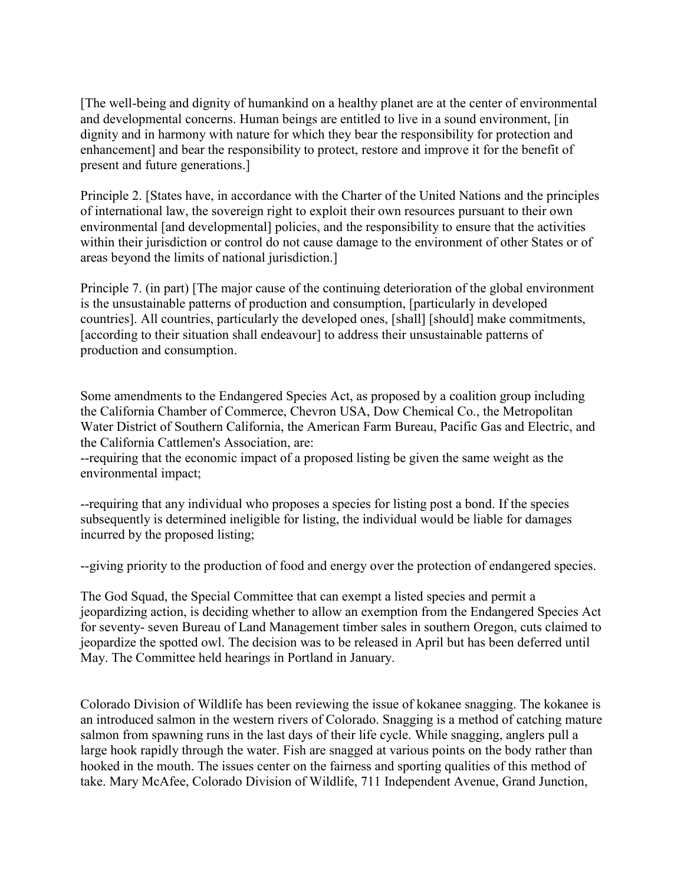[The well-being and dignity of humankind on a healthy planet are at the center of environmental and developmental concerns. Human beings are entitled to live in a sound environment, [in dignity and in harmony with nature for which they bear the responsibility for protection and enhancement] and bear the responsibility to protect, restore and improve it for the benefit of present and future generations.]

Principle 2. [States have, in accordance with the Charter of the United Nations and the principles of international law, the sovereign right to exploit their own resources pursuant to their own environmental [and developmental] policies, and the responsibility to ensure that the activities within their jurisdiction or control do not cause damage to the environment of other States or of areas beyond the limits of national jurisdiction.]

Principle 7. (in part) [The major cause of the continuing deterioration of the global environment is the unsustainable patterns of production and consumption, [particularly in developed countries]. All countries, particularly the developed ones, [shall] [should] make commitments, [according to their situation shall endeavour] to address their unsustainable patterns of production and consumption.

Some amendments to the Endangered Species Act, as proposed by a coalition group including the California Chamber of Commerce, Chevron USA, Dow Chemical Co., the Metropolitan Water District of Southern California, the American Farm Bureau, Pacific Gas and Electric, and the California Cattlemen's Association, are:
--requiring that the economic impact of a proposed listing be given the same weight as the environmental impact;

--requiring that any individual who proposes a species for listing post a bond. If the species subsequently is determined ineligible for listing, the individual would be liable for damages incurred by the proposed listing;

--giving priority to the production of food and energy over the protection of endangered species.

The God Squad, the Special Committee that can exempt a listed species and permit a jeopardizing action, is deciding whether to allow an exemption from the Endangered Species Act for seventy- seven Bureau of Land Management timber sales in southern Oregon, cuts claimed to jeopardize the spotted owl. The decision was to be released in April but has been deferred until May. The Committee held hearings in Portland in January.

Colorado Division of Wildlife has been reviewing the issue of kokanee snagging. The kokanee is an introduced salmon in the western rivers of Colorado. Snagging is a method of catching mature salmon from spawning runs in the last days of their life cycle. While snagging, anglers pull a large hook rapidly through the water. Fish are snagged at various points on the body rather than hooked in the mouth. The issues center on the fairness and sporting qualities of this method of take. Mary McAfee, Colorado Division of Wildlife, 711 Independent Avenue, Grand Junction,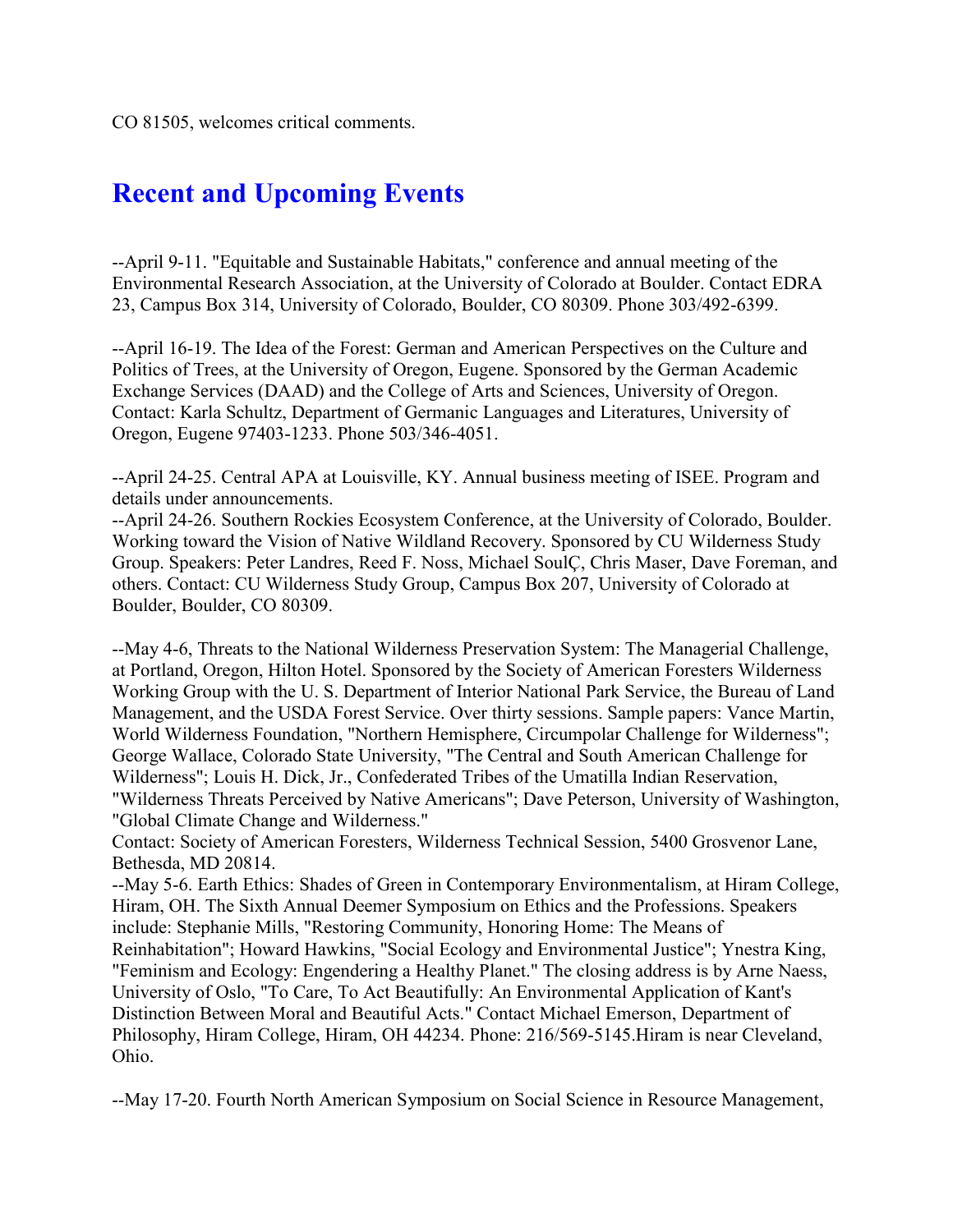CO 81505, welcomes critical comments.

## Recent and Upcoming Events

--April 9-11. "Equitable and Sustainable Habitats," conference and annual meeting of the Environmental Research Association, at the University of Colorado at Boulder. Contact EDRA 23, Campus Box 314, University of Colorado, Boulder, CO 80309. Phone 303/492-6399.

--April 16-19. The Idea of the Forest: German and American Perspectives on the Culture and Politics of Trees, at the University of Oregon, Eugene. Sponsored by the German Academic Exchange Services (DAAD) and the College of Arts and Sciences, University of Oregon. Contact: Karla Schultz, Department of Germanic Languages and Literatures, University of Oregon, Eugene 97403-1233. Phone 503/346-4051.

--April 24-25. Central APA at Louisville, KY. Annual business meeting of ISEE. Program and details under announcements.

--April 24-26. Southern Rockies Ecosystem Conference, at the University of Colorado, Boulder. Working toward the Vision of Native Wildland Recovery. Sponsored by CU Wilderness Study Group. Speakers: Peter Landres, Reed F. Noss, Michael SoulÇ, Chris Maser, Dave Foreman, and others. Contact: CU Wilderness Study Group, Campus Box 207, University of Colorado at Boulder, Boulder, CO 80309.

--May 4-6, Threats to the National Wilderness Preservation System: The Managerial Challenge, at Portland, Oregon, Hilton Hotel. Sponsored by the Society of American Foresters Wilderness Working Group with the U. S. Department of Interior National Park Service, the Bureau of Land Management, and the USDA Forest Service. Over thirty sessions. Sample papers: Vance Martin, World Wilderness Foundation, "Northern Hemisphere, Circumpolar Challenge for Wilderness"; George Wallace, Colorado State University, "The Central and South American Challenge for Wilderness"; Louis H. Dick, Jr., Confederated Tribes of the Umatilla Indian Reservation, "Wilderness Threats Perceived by Native Americans"; Dave Peterson, University of Washington, "Global Climate Change and Wilderness."

Contact: Society of American Foresters, Wilderness Technical Session, 5400 Grosvenor Lane, Bethesda, MD 20814.

--May 5-6. Earth Ethics: Shades of Green in Contemporary Environmentalism, at Hiram College, Hiram, OH. The Sixth Annual Deemer Symposium on Ethics and the Professions. Speakers include: Stephanie Mills, "Restoring Community, Honoring Home: The Means of Reinhabitation"; Howard Hawkins, "Social Ecology and Environmental Justice"; Ynestra King, "Feminism and Ecology: Engendering a Healthy Planet." The closing address is by Arne Naess, University of Oslo, "To Care, To Act Beautifully: An Environmental Application of Kant's Distinction Between Moral and Beautiful Acts." Contact Michael Emerson, Department of Philosophy, Hiram College, Hiram, OH 44234. Phone: 216/569-5145.Hiram is near Cleveland, Ohio.

--May 17-20. Fourth North American Symposium on Social Science in Resource Management,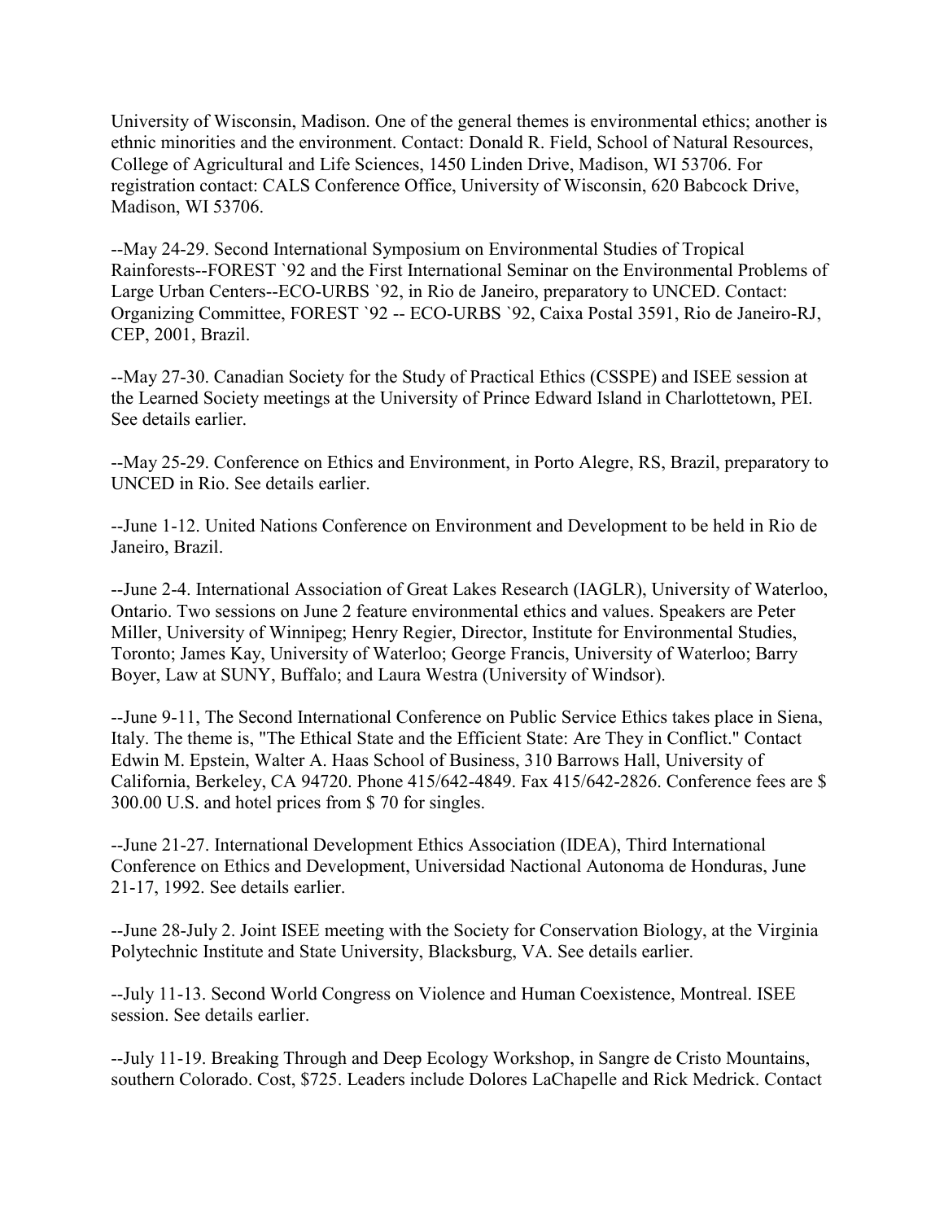University of Wisconsin, Madison. One of the general themes is environmental ethics; another is ethnic minorities and the environment. Contact: Donald R. Field, School of Natural Resources, College of Agricultural and Life Sciences, 1450 Linden Drive, Madison, WI 53706. For registration contact: CALS Conference Office, University of Wisconsin, 620 Babcock Drive, Madison, WI 53706.

--May 24-29. Second International Symposium on Environmental Studies of Tropical Rainforests--FOREST `92 and the First International Seminar on the Environmental Problems of Large Urban Centers--ECO-URBS `92, in Rio de Janeiro, preparatory to UNCED. Contact: Organizing Committee, FOREST `92 -- ECO-URBS `92, Caixa Postal 3591, Rio de Janeiro-RJ, CEP, 2001, Brazil.

--May 27-30. Canadian Society for the Study of Practical Ethics (CSSPE) and ISEE session at the Learned Society meetings at the University of Prince Edward Island in Charlottetown, PEI. See details earlier.

--May 25-29. Conference on Ethics and Environment, in Porto Alegre, RS, Brazil, preparatory to UNCED in Rio. See details earlier.

--June 1-12. United Nations Conference on Environment and Development to be held in Rio de Janeiro, Brazil.

--June 2-4. International Association of Great Lakes Research (IAGLR), University of Waterloo, Ontario. Two sessions on June 2 feature environmental ethics and values. Speakers are Peter Miller, University of Winnipeg; Henry Regier, Director, Institute for Environmental Studies, Toronto; James Kay, University of Waterloo; George Francis, University of Waterloo; Barry Boyer, Law at SUNY, Buffalo; and Laura Westra (University of Windsor).

--June 9-11, The Second International Conference on Public Service Ethics takes place in Siena, Italy. The theme is, "The Ethical State and the Efficient State: Are They in Conflict." Contact Edwin M. Epstein, Walter A. Haas School of Business, 310 Barrows Hall, University of California, Berkeley, CA 94720. Phone 415/642-4849. Fax 415/642-2826. Conference fees are $ 300.00 U.S. and hotel prices from $ 70 for singles.

--June 21-27. International Development Ethics Association (IDEA), Third International Conference on Ethics and Development, Universidad Nactional Autonoma de Honduras, June 21-17, 1992. See details earlier.

--June 28-July 2. Joint ISEE meeting with the Society for Conservation Biology, at the Virginia Polytechnic Institute and State University, Blacksburg, VA. See details earlier.

--July 11-13. Second World Congress on Violence and Human Coexistence, Montreal. ISEE session. See details earlier.

--July 11-19. Breaking Through and Deep Ecology Workshop, in Sangre de Cristo Mountains, southern Colorado. Cost, $725. Leaders include Dolores LaChapelle and Rick Medrick. Contact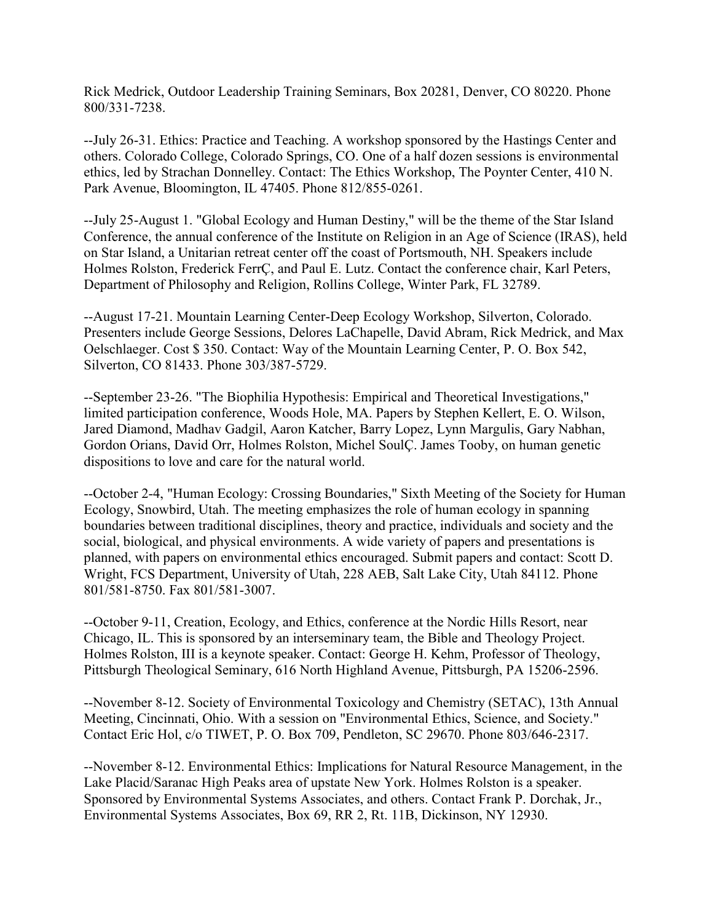Rick Medrick, Outdoor Leadership Training Seminars, Box 20281, Denver, CO 80220. Phone 800/331-7238.

--July 26-31. Ethics: Practice and Teaching. A workshop sponsored by the Hastings Center and others. Colorado College, Colorado Springs, CO. One of a half dozen sessions is environmental ethics, led by Strachan Donnelley. Contact: The Ethics Workshop, The Poynter Center, 410 N. Park Avenue, Bloomington, IL 47405. Phone 812/855-0261.

--July 25-August 1. "Global Ecology and Human Destiny," will be the theme of the Star Island Conference, the annual conference of the Institute on Religion in an Age of Science (IRAS), held on Star Island, a Unitarian retreat center off the coast of Portsmouth, NH. Speakers include Holmes Rolston, Frederick FerrÇ, and Paul E. Lutz. Contact the conference chair, Karl Peters, Department of Philosophy and Religion, Rollins College, Winter Park, FL 32789.

--August 17-21. Mountain Learning Center-Deep Ecology Workshop, Silverton, Colorado. Presenters include George Sessions, Delores LaChapelle, David Abram, Rick Medrick, and Max Oelschlaeger. Cost $ 350. Contact: Way of the Mountain Learning Center, P. O. Box 542, Silverton, CO 81433. Phone 303/387-5729.

--September 23-26. "The Biophilia Hypothesis: Empirical and Theoretical Investigations," limited participation conference, Woods Hole, MA. Papers by Stephen Kellert, E. O. Wilson, Jared Diamond, Madhav Gadgil, Aaron Katcher, Barry Lopez, Lynn Margulis, Gary Nabhan, Gordon Orians, David Orr, Holmes Rolston, Michel SoulÇ. James Tooby, on human genetic dispositions to love and care for the natural world.

--October 2-4, "Human Ecology: Crossing Boundaries," Sixth Meeting of the Society for Human Ecology, Snowbird, Utah. The meeting emphasizes the role of human ecology in spanning boundaries between traditional disciplines, theory and practice, individuals and society and the social, biological, and physical environments. A wide variety of papers and presentations is planned, with papers on environmental ethics encouraged. Submit papers and contact: Scott D. Wright, FCS Department, University of Utah, 228 AEB, Salt Lake City, Utah 84112. Phone 801/581-8750. Fax 801/581-3007.

--October 9-11, Creation, Ecology, and Ethics, conference at the Nordic Hills Resort, near Chicago, IL. This is sponsored by an interseminary team, the Bible and Theology Project. Holmes Rolston, III is a keynote speaker. Contact: George H. Kehm, Professor of Theology, Pittsburgh Theological Seminary, 616 North Highland Avenue, Pittsburgh, PA 15206-2596.

--November 8-12. Society of Environmental Toxicology and Chemistry (SETAC), 13th Annual Meeting, Cincinnati, Ohio. With a session on "Environmental Ethics, Science, and Society." Contact Eric Hol, c/o TIWET, P. O. Box 709, Pendleton, SC 29670. Phone 803/646-2317.

--November 8-12. Environmental Ethics: Implications for Natural Resource Management, in the Lake Placid/Saranac High Peaks area of upstate New York. Holmes Rolston is a speaker. Sponsored by Environmental Systems Associates, and others. Contact Frank P. Dorchak, Jr., Environmental Systems Associates, Box 69, RR 2, Rt. 11B, Dickinson, NY 12930.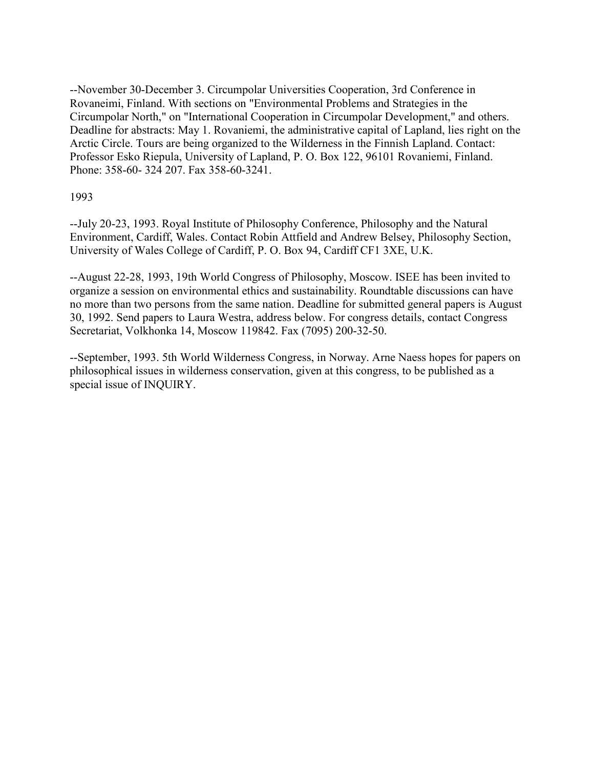--November 30-December 3. Circumpolar Universities Cooperation, 3rd Conference in Rovaneimi, Finland. With sections on "Environmental Problems and Strategies in the Circumpolar North," on "International Cooperation in Circumpolar Development," and others. Deadline for abstracts: May 1. Rovaneimi, the administrative capital of Lapland, lies right on the Arctic Circle. Tours are being organized to the Wilderness in the Finnish Lapland. Contact: Professor Esko Riepula, University of Lapland, P. O. Box 122, 96101 Rovaneimi, Finland. Phone: 358-60- 324 207. Fax 358-60-3241.

1993

--July 20-23, 1993. Royal Institute of Philosophy Conference, Philosophy and the Natural Environment, Cardiff, Wales. Contact Robin Attfield and Andrew Belsey, Philosophy Section, University of Wales College of Cardiff, P. O. Box 94, Cardiff CF1 3XE, U.K.

--August 22-28, 1993, 19th World Congress of Philosophy, Moscow. ISEE has been invited to organize a session on environmental ethics and sustainability. Roundtable discussions can have no more than two persons from the same nation. Deadline for submitted general papers is August 30, 1992. Send papers to Laura Westra, address below. For congress details, contact Congress Secretariat, Volkhonka 14, Moscow 119842. Fax (7095) 200-32-50.

--September, 1993. 5th World Wilderness Congress, in Norway. Arne Naess hopes for papers on philosophical issues in wilderness conservation, given at this congress, to be published as a special issue of INQUIRY.